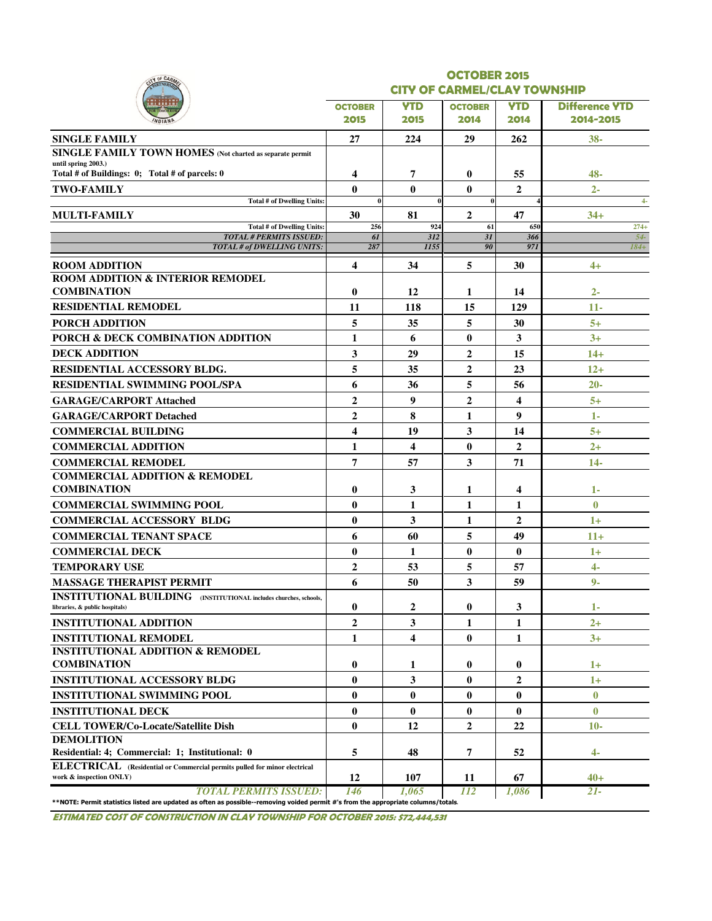# OCTOBER 2015
## CITY OF CARMEL/CLAY TOWNSHIP

| | OCTOBER 2015 | YTD 2015 | OCTOBER 2014 | YTD 2014 | Difference YTD 2014-2015 |
|---|---|---|---|---|---|
| **SINGLE FAMILY** | **27** | **224** | **29** | **262** | **38-** |
| **SINGLE FAMILY TOWN HOMES** (Not charted as separate permit until spring 2003.) Total # of Buildings: 0; Total # of parcels: 0 | **4** | **7** | **0** | **55** | **48-** |
| **TWO-FAMILY** | **0** | **0** | **0** | **2** | **2-** |
| Total # of Dwelling Units: | 0 | 0 | 0 | 4 | 4- |
| **MULTI-FAMILY** | **30** | **81** | **2** | **47** | **34+** |
| Total # of Dwelling Units: | 256 | 924 | 61 | 650 | 274+ |
| *TOTAL # PERMITS ISSUED:* | *61* | *312* | *31* | *366* | *54-* |
| *TOTAL # of DWELLING UNITS:* | *287* | *1155* | *90* | *971* | *184+* |
| **ROOM ADDITION** | **4** | **34** | **5** | **30** | **4+** |
| **ROOM ADDITION & INTERIOR REMODEL COMBINATION** | **0** | **12** | **1** | **14** | **2-** |
| **RESIDENTIAL REMODEL** | **11** | **118** | **15** | **129** | **11-** |
| **PORCH ADDITION** | **5** | **35** | **5** | **30** | **5+** |
| **PORCH & DECK COMBINATION ADDITION** | **1** | **6** | **0** | **3** | **3+** |
| **DECK ADDITION** | **3** | **29** | **2** | **15** | **14+** |
| **RESIDENTIAL ACCESSORY BLDG.** | **5** | **35** | **2** | **23** | **12+** |
| **RESIDENTIAL SWIMMING POOL/SPA** | **6** | **36** | **5** | **56** | **20-** |
| **GARAGE/CARPORT Attached** | **2** | **9** | **2** | **4** | **5+** |
| **GARAGE/CARPORT Detached** | **2** | **8** | **1** | **9** | **1-** |
| **COMMERCIAL BUILDING** | **4** | **19** | **3** | **14** | **5+** |
| **COMMERCIAL ADDITION** | **1** | **4** | **0** | **2** | **2+** |
| **COMMERCIAL REMODEL** | **7** | **57** | **3** | **71** | **14-** |
| **COMMERCIAL ADDITION & REMODEL COMBINATION** | **0** | **3** | **1** | **4** | **1-** |
| **COMMERCIAL SWIMMING POOL** | **0** | **1** | **1** | **1** | **0** |
| **COMMERCIAL ACCESSORY BLDG** | **0** | **3** | **1** | **2** | **1+** |
| **COMMERCIAL TENANT SPACE** | **6** | **60** | **5** | **49** | **11+** |
| **COMMERCIAL DECK** | **0** | **1** | **0** | **0** | **1+** |
| **TEMPORARY USE** | **2** | **53** | **5** | **57** | **4-** |
| **MASSAGE THERAPIST PERMIT** | **6** | **50** | **3** | **59** | **9-** |
| **INSTITUTIONAL BUILDING** (INSTITUTIONAL includes churches, schools, libraries, & public hospitals) | **0** | **2** | **0** | **3** | **1-** |
| **INSTITUTIONAL ADDITION** | **2** | **3** | **1** | **1** | **2+** |
| **INSTITUTIONAL REMODEL** | **1** | **4** | **0** | **1** | **3+** |
| **INSTITUTIONAL ADDITION & REMODEL COMBINATION** | **0** | **1** | **0** | **0** | **1+** |
| **INSTITUTIONAL ACCESSORY BLDG** | **0** | **3** | **0** | **2** | **1+** |
| **INSTITUTIONAL SWIMMING POOL** | **0** | **0** | **0** | **0** | **0** |
| **INSTITUTIONAL DECK** | **0** | **0** | **0** | **0** | **0** |
| **CELL TOWER/Co-Locate/Satellite Dish** | **0** | **12** | **2** | **22** | **10-** |
| **DEMOLITION** Residential: 4; Commercial: 1; Institutional: 0 | **5** | **48** | **7** | **52** | **4-** |
| **ELECTRICAL** (Residential or Commercial permits pulled for minor electrical work & inspection ONLY) | **12** | **107** | **11** | **67** | **40+** |
| *TOTAL PERMITS ISSUED:* | *146* | *1,065* | *112* | *1,086* | *21-* |

**NOTE: Permit statistics listed are updated as often as possible--removing voided permit #'s from the appropriate columns/totals.

***ESTIMATED COST OF CONSTRUCTION IN CLAY TOWNSHIP FOR OCTOBER 2015: $72,444,531***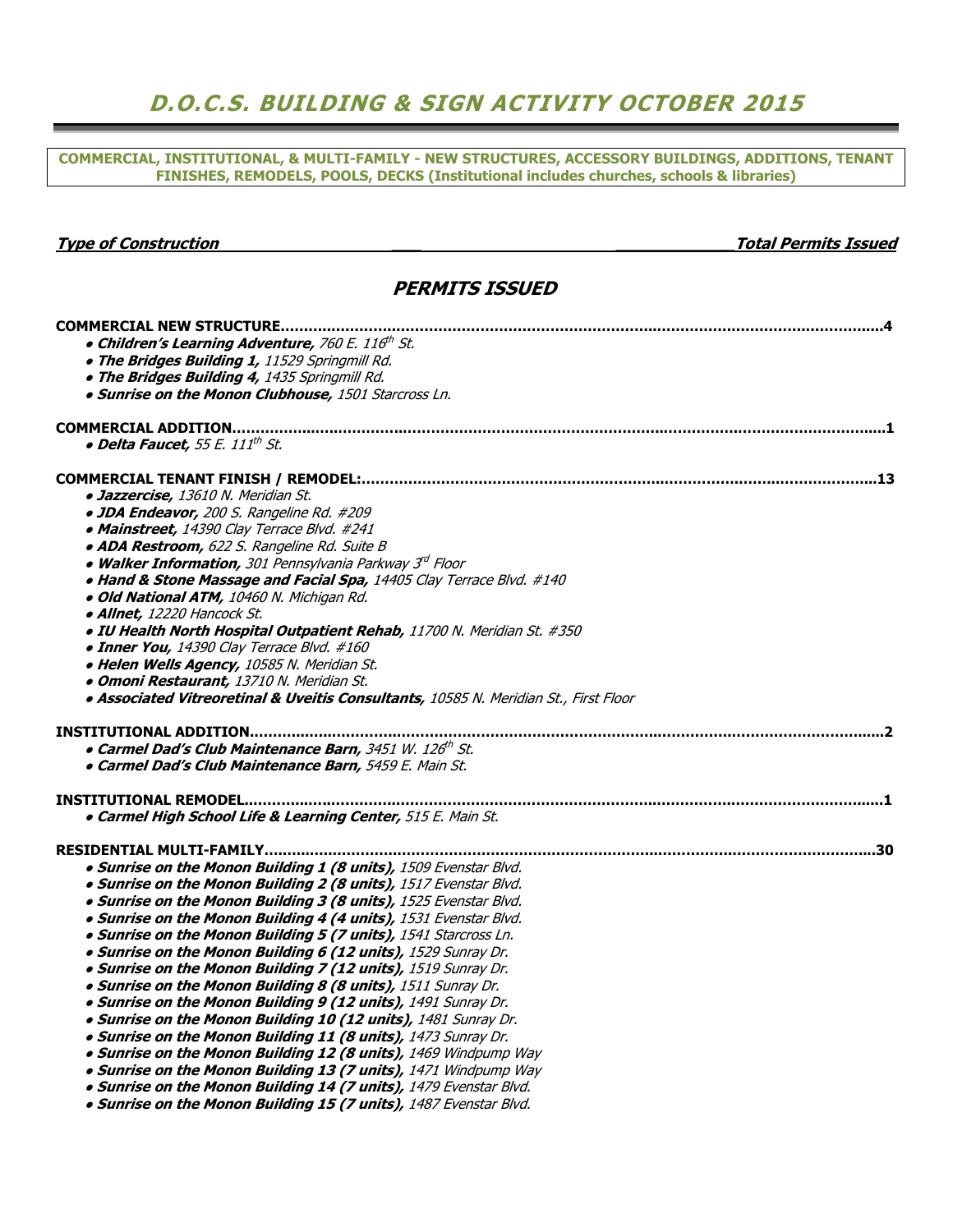# D.O.C.S. BUILDING & SIGN ACTIVITY OCTOBER 2015

**COMMERCIAL, INSTITUTIONAL, & MULTI-FAMILY - NEW STRUCTURES, ACCESSORY BUILDINGS, ADDITIONS, TENANT FINISHES, REMODELS, POOLS, DECKS (Institutional includes churches, schools & libraries)**

***Type of Construction*** — ***Total Permits Issued***

## *PERMITS ISSUED*

**COMMERCIAL NEW STRUCTURE……………………………………………………………………………………………4**

- ***Children's Learning Adventure,*** *760 E. 116th St.*
- ***The Bridges Building 1,*** *11529 Springmill Rd.*
- ***The Bridges Building 4,*** *1435 Springmill Rd.*
- ***Sunrise on the Monon Clubhouse,*** *1501 Starcross Ln.*

**COMMERCIAL ADDITION……………………………………………………………………………………………………1**

- ***Delta Faucet,*** *55 E. 111th St.*

**COMMERCIAL TENANT FINISH / REMODEL:………………………………………………………………………………13**

- ***Jazzercise,*** *13610 N. Meridian St.*
- ***JDA Endeavor,*** *200 S. Rangeline Rd. #209*
- ***Mainstreet,*** *14390 Clay Terrace Blvd. #241*
- ***ADA Restroom,*** *622 S. Rangeline Rd. Suite B*
- ***Walker Information,*** *301 Pennsylvania Parkway 3rd Floor*
- ***Hand & Stone Massage and Facial Spa,*** *14405 Clay Terrace Blvd. #140*
- ***Old National ATM,*** *10460 N. Michigan Rd.*
- ***Allnet,*** *12220 Hancock St.*
- ***IU Health North Hospital Outpatient Rehab,*** *11700 N. Meridian St. #350*
- ***Inner You,*** *14390 Clay Terrace Blvd. #160*
- ***Helen Wells Agency,*** *10585 N. Meridian St.*
- ***Omoni Restaurant,*** *13710 N. Meridian St.*
- ***Associated Vitreoretinal & Uveitis Consultants,*** *10585 N. Meridian St., First Floor*

**INSTITUTIONAL ADDITION…………………………………………………………………………………………………2**

- ***Carmel Dad's Club Maintenance Barn,*** *3451 W. 126th St.*
- ***Carmel Dad's Club Maintenance Barn,*** *5459 E. Main St.*

**INSTITUTIONAL REMODEL…………………………………………………………………………………………………1**

- ***Carmel High School Life & Learning Center,*** *515 E. Main St.*

**RESIDENTIAL MULTI-FAMILY……………………………………………………………………………………………30**

- ***Sunrise on the Monon Building 1 (8 units),*** *1509 Evenstar Blvd.*
- ***Sunrise on the Monon Building 2 (8 units),*** *1517 Evenstar Blvd.*
- ***Sunrise on the Monon Building 3 (8 units),*** *1525 Evenstar Blvd.*
- ***Sunrise on the Monon Building 4 (4 units),*** *1531 Evenstar Blvd.*
- ***Sunrise on the Monon Building 5 (7 units),*** *1541 Starcross Ln.*
- ***Sunrise on the Monon Building 6 (12 units),*** *1529 Sunray Dr.*
- ***Sunrise on the Monon Building 7 (12 units),*** *1519 Sunray Dr.*
- ***Sunrise on the Monon Building 8 (8 units),*** *1511 Sunray Dr.*
- ***Sunrise on the Monon Building 9 (12 units),*** *1491 Sunray Dr.*
- ***Sunrise on the Monon Building 10 (12 units),*** *1481 Sunray Dr.*
- ***Sunrise on the Monon Building 11 (8 units),*** *1473 Sunray Dr.*
- ***Sunrise on the Monon Building 12 (8 units),*** *1469 Windpump Way*
- ***Sunrise on the Monon Building 13 (7 units),*** *1471 Windpump Way*
- ***Sunrise on the Monon Building 14 (7 units),*** *1479 Evenstar Blvd.*
- ***Sunrise on the Monon Building 15 (7 units),*** *1487 Evenstar Blvd.*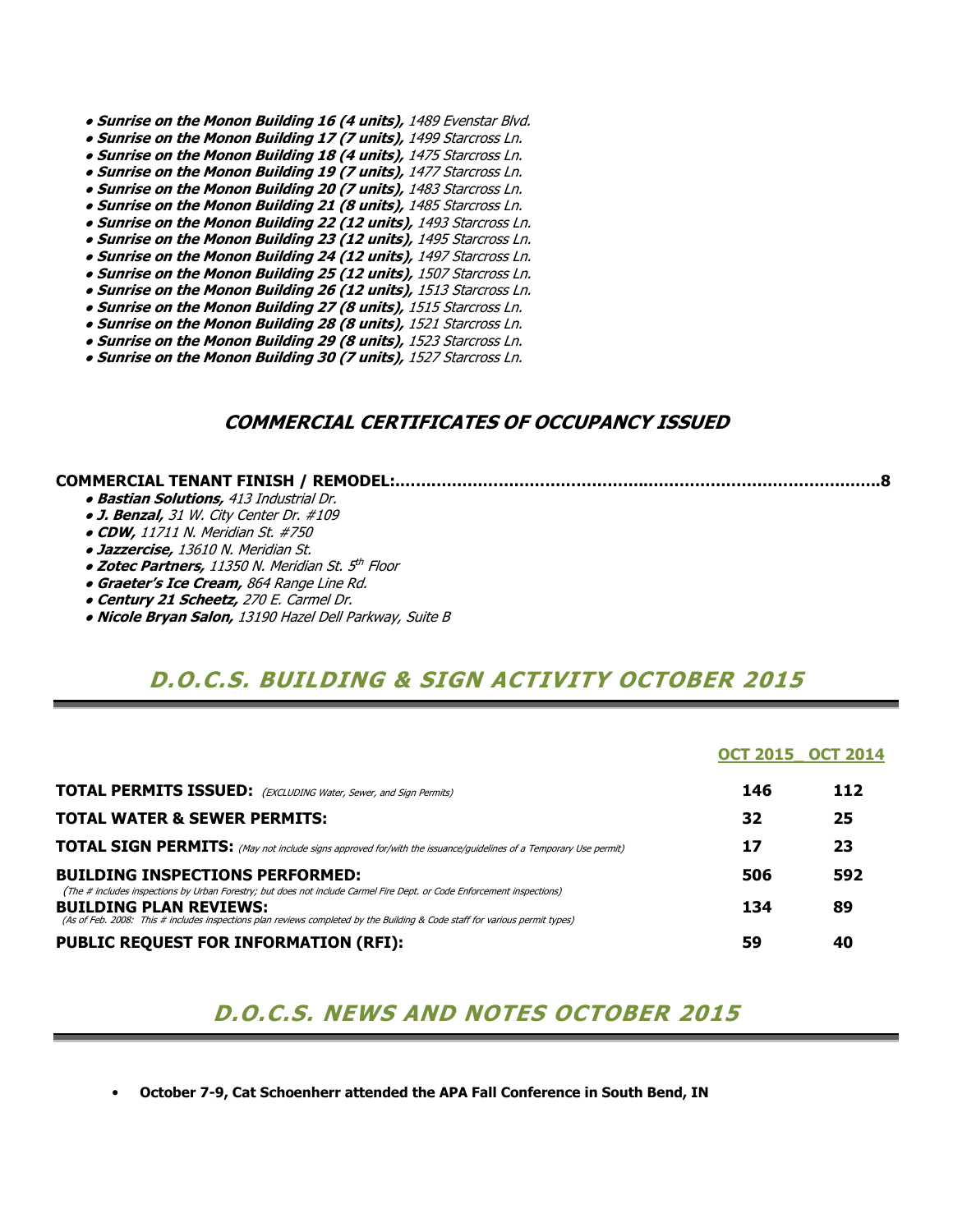- ***Sunrise on the Monon Building 16 (4 units),*** *1489 Evenstar Blvd.*
- ***Sunrise on the Monon Building 17 (7 units),*** *1499 Starcross Ln.*
- ***Sunrise on the Monon Building 18 (4 units),*** *1475 Starcross Ln.*
- ***Sunrise on the Monon Building 19 (7 units),*** *1477 Starcross Ln.*
- ***Sunrise on the Monon Building 20 (7 units),*** *1483 Starcross Ln.*
- ***Sunrise on the Monon Building 21 (8 units),*** *1485 Starcross Ln.*
- ***Sunrise on the Monon Building 22 (12 units),*** *1493 Starcross Ln.*
- ***Sunrise on the Monon Building 23 (12 units),*** *1495 Starcross Ln.*
- ***Sunrise on the Monon Building 24 (12 units),*** *1497 Starcross Ln.*
- ***Sunrise on the Monon Building 25 (12 units),*** *1507 Starcross Ln.*
- ***Sunrise on the Monon Building 26 (12 units),*** *1513 Starcross Ln.*
- ***Sunrise on the Monon Building 27 (8 units),*** *1515 Starcross Ln.*
- ***Sunrise on the Monon Building 28 (8 units),*** *1521 Starcross Ln.*
- ***Sunrise on the Monon Building 29 (8 units),*** *1523 Starcross Ln.*
- ***Sunrise on the Monon Building 30 (7 units),*** *1527 Starcross Ln.*

## COMMERCIAL CERTIFICATES OF OCCUPANCY ISSUED

**COMMERCIAL TENANT FINISH / REMODEL:.....................................................................................8**

- ***Bastian Solutions,*** *413 Industrial Dr.*
- ***J. Benzal,*** *31 W. City Center Dr. #109*
- ***CDW,*** *11711 N. Meridian St. #750*
- ***Jazzercise,*** *13610 N. Meridian St.*
- ***Zotec Partners,*** *11350 N. Meridian St. 5th Floor*
- ***Graeter's Ice Cream,*** *864 Range Line Rd.*
- ***Century 21 Scheetz,*** *270 E. Carmel Dr.*
- ***Nicole Bryan Salon,*** *13190 Hazel Dell Parkway, Suite B*

## D.O.C.S. BUILDING & SIGN ACTIVITY OCTOBER 2015

| | OCT 2015 | OCT 2014 |
|---|---|---|
| **TOTAL PERMITS ISSUED:** *(EXCLUDING Water, Sewer, and Sign Permits)* | **146** | **112** |
| **TOTAL WATER & SEWER PERMITS:** | **32** | **25** |
| **TOTAL SIGN PERMITS:** *(May not include signs approved for/with the issuance/guidelines of a Temporary Use permit)* | **17** | **23** |
| **BUILDING INSPECTIONS PERFORMED:** *(The # includes inspections by Urban Forestry; but does not include Carmel Fire Dept. or Code Enforcement inspections)* | **506** | **592** |
| **BUILDING PLAN REVIEWS:** *(As of Feb. 2008: This # includes inspections plan reviews completed by the Building & Code staff for various permit types)* | **134** | **89** |
| **PUBLIC REQUEST FOR INFORMATION (RFI):** | **59** | **40** |

## D.O.C.S. NEWS AND NOTES OCTOBER 2015

- **October 7-9, Cat Schoenherr attended the APA Fall Conference in South Bend, IN**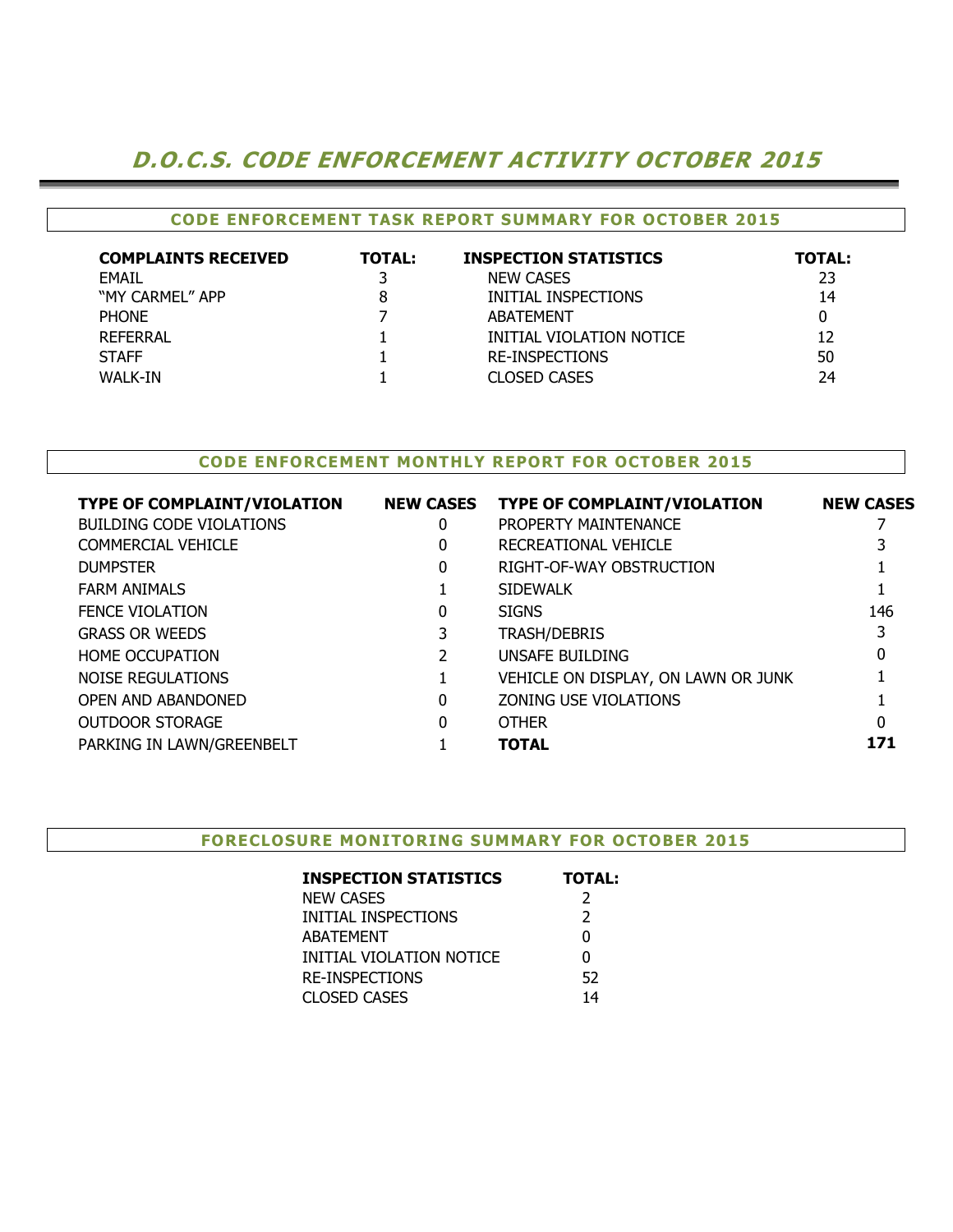# D.O.C.S. CODE ENFORCEMENT ACTIVITY OCTOBER 2015

## CODE ENFORCEMENT TASK REPORT SUMMARY FOR OCTOBER 2015

| COMPLAINTS RECEIVED | TOTAL: | INSPECTION STATISTICS | TOTAL: |
|---|---|---|---|
| EMAIL | 3 | NEW CASES | 23 |
| "MY CARMEL" APP | 8 | INITIAL INSPECTIONS | 14 |
| PHONE | 7 | ABATEMENT | 0 |
| REFERRAL | 1 | INITIAL VIOLATION NOTICE | 12 |
| STAFF | 1 | RE-INSPECTIONS | 50 |
| WALK-IN | 1 | CLOSED CASES | 24 |

## CODE ENFORCEMENT MONTHLY REPORT FOR OCTOBER 2015

| TYPE OF COMPLAINT/VIOLATION | NEW CASES | TYPE OF COMPLAINT/VIOLATION | NEW CASES |
|---|---|---|---|
| BUILDING CODE VIOLATIONS | 0 | PROPERTY MAINTENANCE | 7 |
| COMMERCIAL VEHICLE | 0 | RECREATIONAL VEHICLE | 3 |
| DUMPSTER | 0 | RIGHT-OF-WAY OBSTRUCTION | 1 |
| FARM ANIMALS | 1 | SIDEWALK | 1 |
| FENCE VIOLATION | 0 | SIGNS | 146 |
| GRASS OR WEEDS | 3 | TRASH/DEBRIS | 3 |
| HOME OCCUPATION | 2 | UNSAFE BUILDING | 0 |
| NOISE REGULATIONS | 1 | VEHICLE ON DISPLAY, ON LAWN OR JUNK | 1 |
| OPEN AND ABANDONED | 0 | ZONING USE VIOLATIONS | 1 |
| OUTDOOR STORAGE | 0 | OTHER | 0 |
| PARKING IN LAWN/GREENBELT | 1 | **TOTAL** | **171** |

## FORECLOSURE MONITORING SUMMARY FOR OCTOBER 2015

| INSPECTION STATISTICS | TOTAL: |
|---|---|
| NEW CASES | 2 |
| INITIAL INSPECTIONS | 2 |
| ABATEMENT | 0 |
| INITIAL VIOLATION NOTICE | 0 |
| RE-INSPECTIONS | 52 |
| CLOSED CASES | 14 |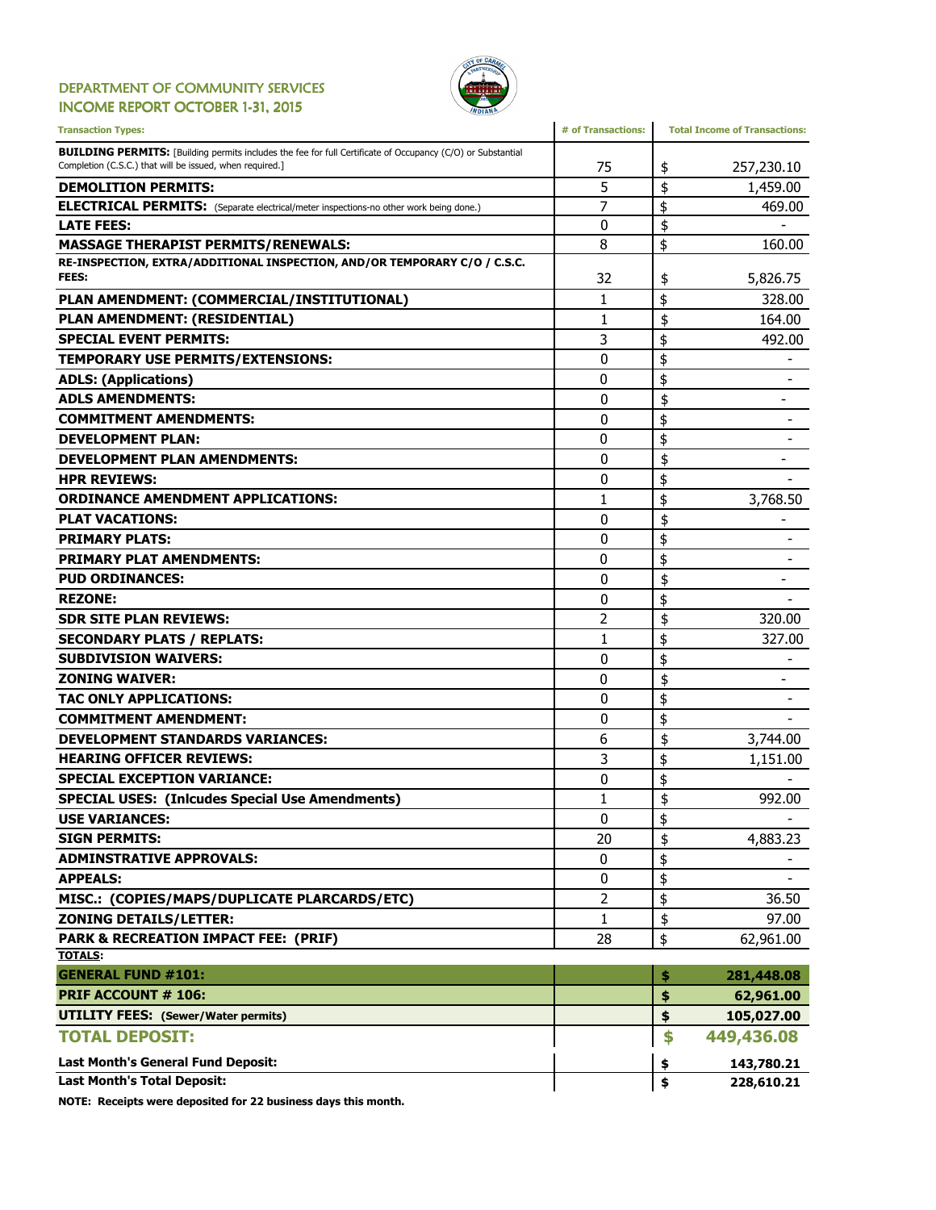## DEPARTMENT OF COMMUNITY SERVICES
## INCOME REPORT OCTOBER 1-31, 2015

| Transaction Types: | # of Transactions: | Total Income of Transactions: |
|---|---|---|
| **BUILDING PERMITS:** [Building permits includes the fee for full Certificate of Occupancy (C/O) or Substantial Completion (C.S.C.) that will be issued, when required.] | 75 | $ 257,230.10 |
| **DEMOLITION PERMITS:** | 5 | $ 1,459.00 |
| **ELECTRICAL PERMITS:** (Separate electrical/meter inspections-no other work being done.) | 7 | $ 469.00 |
| **LATE FEES:** | 0 | $ - |
| **MASSAGE THERAPIST PERMITS/RENEWALS:** | 8 | $ 160.00 |
| **RE-INSPECTION, EXTRA/ADDITIONAL INSPECTION, AND/OR TEMPORARY C/O / C.S.C. FEES:** | 32 | $ 5,826.75 |
| **PLAN AMENDMENT: (COMMERCIAL/INSTITUTIONAL)** | 1 | $ 328.00 |
| **PLAN AMENDMENT: (RESIDENTIAL)** | 1 | $ 164.00 |
| **SPECIAL EVENT PERMITS:** | 3 | $ 492.00 |
| **TEMPORARY USE PERMITS/EXTENSIONS:** | 0 | $ - |
| **ADLS: (Applications)** | 0 | $ - |
| **ADLS AMENDMENTS:** | 0 | $ - |
| **COMMITMENT AMENDMENTS:** | 0 | $ - |
| **DEVELOPMENT PLAN:** | 0 | $ - |
| **DEVELOPMENT PLAN AMENDMENTS:** | 0 | $ - |
| **HPR REVIEWS:** | 0 | $ - |
| **ORDINANCE AMENDMENT APPLICATIONS:** | 1 | $ 3,768.50 |
| **PLAT VACATIONS:** | 0 | $ - |
| **PRIMARY PLATS:** | 0 | $ - |
| **PRIMARY PLAT AMENDMENTS:** | 0 | $ - |
| **PUD ORDINANCES:** | 0 | $ - |
| **REZONE:** | 0 | $ - |
| **SDR SITE PLAN REVIEWS:** | 2 | $ 320.00 |
| **SECONDARY PLATS / REPLATS:** | 1 | $ 327.00 |
| **SUBDIVISION WAIVERS:** | 0 | $ - |
| **ZONING WAIVER:** | 0 | $ - |
| **TAC ONLY APPLICATIONS:** | 0 | $ - |
| **COMMITMENT AMENDMENT:** | 0 | $ - |
| **DEVELOPMENT STANDARDS VARIANCES:** | 6 | $ 3,744.00 |
| **HEARING OFFICER REVIEWS:** | 3 | $ 1,151.00 |
| **SPECIAL EXCEPTION VARIANCE:** | 0 | $ - |
| **SPECIAL USES: (Inlcudes Special Use Amendments)** | 1 | $ 992.00 |
| **USE VARIANCES:** | 0 | $ - |
| **SIGN PERMITS:** | 20 | $ 4,883.23 |
| **ADMINSTRATIVE APPROVALS:** | 0 | $ - |
| **APPEALS:** | 0 | $ - |
| **MISC.: (COPIES/MAPS/DUPLICATE PLARCARDS/ETC)** | 2 | $ 36.50 |
| **ZONING DETAILS/LETTER:** | 1 | $ 97.00 |
| **PARK & RECREATION IMPACT FEE: (PRIF)** | 28 | $ 62,961.00 |
| **TOTALS:** | | |
| **GENERAL FUND #101:** | | **$ 281,448.08** |
| **PRIF ACCOUNT # 106:** | | **$ 62,961.00** |
| **UTILITY FEES: (Sewer/Water permits)** | | **$ 105,027.00** |
| **TOTAL DEPOSIT:** | | **$ 449,436.08** |
| **Last Month's General Fund Deposit:** | | **$ 143,780.21** |
| **Last Month's Total Deposit:** | | **$ 228,610.21** |

**NOTE: Receipts were deposited for 22 business days this month.**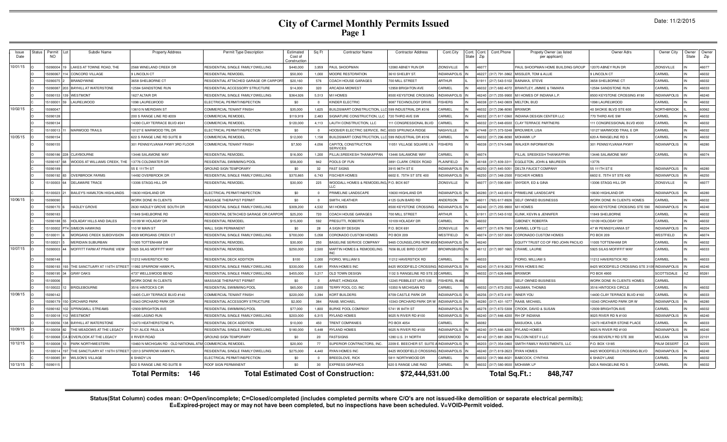# City of Carmel Monthly Permits Issued

## Page 1

Date: 11/2/2015

| Issue Date | Status | Permit NO | Lot | Subdiv Name | Property Address | Permit Type Description | Estimated Cost of Construction | Sq Ft | Contractor Name | Contractor Address | Cont.City | Cont. State | Cont. Zip | Cont.Phone | Propety Owner (as listed per applicant) | Owner Adrs | Owner City | Owner State | Owner Zip |
|---|---|---|---|---|---|---|---|---|---|---|---|---|---|---|---|---|---|---|---|
| 10/01/15 | O | 15090004 | 19 | LAKES AT TOWNE ROAD, THE | 2568 WINELAND CREEK DR | RESIDENTIAL SINGLE FAMILY DWELLING | $440,000 | 3,959 | PAUL SHOOPMAN | 12080 ABNEY RUN DR | ZIONSVILLE | IN | 46077 | | PAUL SHOOPMAN HOME BUILDING GROUP | 12070 ABNEY RUN DR | ZIONSVILLE | IN | 46077 |
| | O | 15090067 | 114 | CONCORD VILLAGE | 9 LINCOLN CT | RESIDENTIAL REMODEL | $50,000 | 1,000 | MOORE RESTORATION | 3610 SHELBY ST. | INDIANAPOLIS | IN | 46227 | (317) 791-3862 | MISSLER, TOM & ALLIE | 9 LINCOLN CT | CARMEL | IN | 46032 |
| | O | 15090075 | 2 | BRANDYWINE | 3658 SHELBORNE CT | RESIDENTIAL ATTACHED GARAGE OR CARPORT | $20,160 | 576 | COACH HOUSE GARAGES | 700 MILL STREET | ARTHUR | IL | 61911 | (217) 543-5102 | BAINAKA, STEVE | 3658 SHELBORNE CT | CARMEL | IN | 46032 |
| | O | 15090087 | 203 | BAYHILL AT WATERSTONE | 12584 SANDSTONE RUN | RESIDENTIAL ACCESSORY STRUCTURE | $14,000 | 320 | ARCADIA MIDWEST | 12958 BRIGHTON AVE | CARMEL | IN | 46032 | (317) 682-4072 | BRANTLEY, JIMMIE & TAMARA | 12584 SANDSTONE RUN | CARMEL | IN | 46033 |
| | O | 15090153 | 139 | WESTMONT | 1627 ALTAIR DR | RESIDENTIAL SINGLE FAMILY DWELLING | $364,926 | 5,513 | M/I HOMES | 8500 KEYSTONE CROSSING | INDIANAPOLIS | IN | 46240 | (317) 255-9900 | M/I HOMES OF INDIANA L.P. | 8500 KEYSTONE CROSSING #190 | INDIANAPOLIS | IN | 46240 |
| | C | 15100001 | 59 | LAURELWOOD | 1098 LAURELWOOD | ELECTRICAL PERMIT/INSPECTION | $0 | 0 | KINDER ELECTRIC | 9087 TECHNOLOGY DRIVE | FISHERS | IN | 46038 | (317) 842-0809 | MELTON, BUD | 1098 LAURELWOOD | CARMEL | IN | 46032 |
| 10/02/15 | C | 15080047 | | | 13610 N MERIDIAN ST | COMMERCIAL TENANT FINISH | $35,000 | 1,625 | BUILDSMART CONSTRUCTION, LLC | 599 INDUSTRIAL DR #316 | CARMEL | IN | 46032 | (317) 296-8090 | BRIXMOR | 40 SKOKIE BLVD STE 600 | NORTHBROOK | IL | 60062 |
| | O | 15090128 | | | 200 S RANGE LINE RD #209 | COMMERCIAL REMODEL | $119,919 | 2,483 | SIGNATURE CONSTRUCTION, LLC | 720 THIRD AVE SW | CARMEL | IN | 46032 | (317) 817-0360 | INDIANA DESIGN CENTER LLC | 770 THIRD AVE SW | CARMEL | IN | 46032 |
| | O | 15090134 | | | 14390 CLAY TERRACE BLVD #241 | COMMERCIAL REMODEL | $120,000 | 4,113 | LAUTH CONSTRUCTION, LLC | 111 CONGRESSIONAL BLVD | CARMEL | IN | 46032 | (317) 848-6500 | CLAY TERRACE PARTNERS | 111 CONGRESSIONAL BLVD #300 | CARMEL | IN | 46032 |
| | C | 15100013 | 11 | MARWOOD TRAILS | 10127 E MARWOOD TRL DR | ELECTRICAL PERMIT/INSPECTION | $0 | 0 | HOOSIER ELECTRIC SERVICE, INC. | 6503 SPRUNICA RIDGE | NASHVILLE | IN | 47448 | (317) 373-5248 | BROUWER, LISA | 10127 MARWOOD TRAIL E DR | CARMEL | IN | 46032 |
| 10/05/15 | C | 15090154 | | | 622 S RANGE LINE RD SUITE B | COMMERCIAL REMODEL | $12,000 | 1,158 | BUILDSMART CONSTRUCTION, LLC | 599 INDUSTRIAL DR #316 | CARMEL | IN | 46032 | (317) 296-8090 | MOHAWK LP | 620 A RANGELINE RD S | CARMEL | IN | 46032 |
| | O | 15090155 | | | 301 PENNSYLVANIA PKWY 3RD FLOOR | COMMERCIAL TENANT FINISH | $7,500 | 4,056 | CAPITOL CONSTRUCTION SERVICES | 11051 VILLAGE SQUARE LN | FISHERS | IN | 46038 | (317) 574-5488 | WALKER INFORMATION | 301 PENNSYLVANIA PKWY | INDIANAPOLIS | IN | 46280 |
| | O | 15090186 | 228 | CLAYBOURNE | 13446 SALAMONE WAY | RESIDENTIAL REMODEL | $16,000 | 1,200 | PILLAI,SREEKESH THANKAPPAN | 13446 SALAMONE WAY | CARMEL | IN | 46074 | | PILLAI, SREEKESH THANKAPPAN | 13446 SALAMONE WAY | CARMEL | IN | 46074 |
| | O | 15090187 | 68 | WOODS AT WILLIAMS CREEK, THE | 13776 COLDWATER DR | RESIDENTIAL SWIMMING POOL | $58,000 | 942 | POOLS OF FUN | 3891 CLARK CREEK ROAD | PLAINFIELD | IN | 46168 | (317) 839-3311 | EGGLETON, JOHN & MAUREEN | 13776 | | | |
| | C | 15090189 | | | 55 E 111TH ST | GROUND SIGN TEMPORARY | $0 | 32 | FAST SIGNS | 3915 96TH ST E | INDIANAPOLIS | IN | 46250 | (317) 845-5051 | DELTA FAUCET COMPANY | 55 111TH ST E | INDIANAPOLIS | IN | 46280 |
| | O | 15090192 | 83 | OVERBROOK FARMS | 14492 OVERBROOK DR | RESIDENTIAL SINGLE FAMILY DWELLING | $370,865 | 6,743 | FISCHER HOMES | 6602 E. 75TH ST STE 400 | INDIANAPOLIS | IN | 46250 | (317) 348-2500 | FISCHER HOMES | 6602 E. 75TH ST STE 400 | INDIANAPOLIS | IN | 46250 |
| | O | 15100003 | 64 | DELAWARE TRACE | 13306 STAGG HILL DR | RESIDENTIAL REMODEL | $30,000 | 225 | WOODALL HOMES & REMODELING, LLC | P.O. BOX 807 | ZIONSVILLE | IN | 46077 | (317) 590-8381 | SNYDER, ED & GINA | 13306 STAGG HILL DR | ZIONSVILLE | IN | 46077 |
| | C | 15100023 | 21 | BAILEYS HAMILTON HIGHLANDS | 10630 HIGHLAND DR | ELECTRICAL PERMIT/INSPECTION | $0 | 0 | PRIMELINE LANDSCAPE | 10630 HIGHLAND DR | INDIANAPOLIS | IN | 46280 | (317) 443-6514 | PRIMELINE LANDSCAPE | 10630 HIGHLAND DR | INDIANAPOLIS | IN | 46280 |
| 10/06/15 | O | 15090090 | | | WORK DONE IN CLIENTS | MASSAGE THERAPIST PERMIT | $0 | 0 | SMITH, HEATHER | 4125 GUN BARD RD | ANDERSON | IN | 46011 | (765) 617-8926 | SELF OWNED BUSINESSS | WORK DONE IN CLIENTS HOMES | CARMEL | IN | 46032 |
| | O | 15090170 | 6 | HADLEY GROVE | 2630 HADLEY GROVE SOUTH DR | RESIDENTIAL SINGLE FAMILY DWELLING | $309,200 | 4,532 | M/I HOMES | 8500 KEYSTONE CROSSING | INDIANAPOLIS | IN | 46240 | (317) 255-9900 | M/I HOMES | 8500 KEYSTONE CROSSING STE 590 | INDIANAPOLIS | IN | 46240 |
| | O | 15090183 | | | 11849 SHELBORNE RD | RESIDENTIAL DETACHED GARAGE OR CARPORT | $25,200 | 720 | COACH HOUSE GARAGES | 700 MILL STREET | ARTHUR | IL | 61911 | (217) 543-5102 | KLINK, KEVIN & JENNIFER | 11849 SHELBORNE | CARMEL | IN | 46032 |
| | O | 15090188 | 55 | HOLADAY HILLS AND DALES | 10109 W HOLADAY DR | RESIDENTIAL REMODEL | $15,000 | 592 | PRESUTTI, ROBERTA | 10109 HOLADAY DR | CARMEL | IN | 46032 | | GIBONEY, ROBERTA | 10109 HOLODAY DR | CARMEL | IN | 46032 |
| | C | 15100002 | PT4 | SIMEON HAWKINS | 110 W MAIN ST | WALL SIGN PERMANENT | $0 | 28 | A SIGN BY DESIGN | P.O. BOX 691 | ZIONSVILLE | IN | 46077 | (317) 876-7900 | CARMEL LOFTS LLC | 47 W PENNSYLVANIA ST | INDIANAPOLIS | IN | 46204 |
| | O | 15100011 | 6 | MORGANS CREEK SUBDIVISION | 4939 MORGANS CREEK CT | RESIDENTIAL SINGLE FAMILY DWELLING | $700,000 | 5,058 | CORONADO CUSTOM HOMES | PO BOX 209 | WESTFIELD | IN | 46074 | (317) 557-3004 | CORONADO CUSTOM HOMES | PO BOX 209 | WESTFIELD | IN | 46074 |
| | O | 15100021 | 5 | MERIDIAN SUBURBAN | 11005 TOTTENHAM DR | RESIDENTIAL REMODEL | $30,000 | 250 | BASELINE SERVICE COMPANY | 9465 COUNSELORS ROW #200 | INDIANAPOLIS | IN | 46240 | | EQUITY TRUST CO OF FBO JOHN PACILIO | 11005 TOTTENHAM DR | CARMEL | IN | 46032 |
| 10/07/15 | O | 15090003 | 44 | MOFFITT FARM AT PRAIRIE VIEW | 5925 SILAS MOFFITT WAY | RESIDENTIAL REMODEL | $250,000 | 2,500 | MARTIN HOMES & REMODELING INC | 7656 BLUE BIRD COURT | BROWNSBURG | IN | 46112 | (317) 997-1665 | CRAWE, LAURIE | 5925 SILAS MOFIFFIT WAY | CARMEL | IN | 46033 |
| | O | 15090148 | | | 11212 HAVERSTICK RD | RESIDENTIAL DECK ADDITION | $100 | 2,000 | FIORIO, WILLIAM S | 11212 HAVERSTICK RD | CARMEL | IN | 46033 | | FIORIO, WILLIAM S | 11212 HAVERSTICK RD | CARMEL | IN | 46033 |
| | O | 15090193 | 193 | THE SANCTUARY AT 116TH STREET | 11992 SPARROW HAWK PL | RESIDENTIAL SINGLE FAMILY DWELLING | $330,000 | 5,491 | RYAN HOMES INC | 8425 WOODFIELD CROSSING | INDIANAPOLIS | IN | 46240 | (317) 819-2623 | RYAN HOMES INC | 8425 WOODFIELD CROSSING STE 310W | INDIANAPOLIS | IN | 46240 |
| | O | 15090195 | 34 | GRAY OAKS | 4737 WELLSWOOD BEND | RESIDENTIAL SINGLE FAMILY DWELLING | $455,000 | 5,217 | OLD TOWN DESIGN | 1132 S RANGELINE RD STE 200 | CARMEL | IN | 46032 | (317) 626-8486 | BRIXMOR | PO BOX 4900 | SCOTTSDALE | AZ | 85261 |
| | O | 15100006 | | | WORK DONE IN CLIENTS | MASSAGE THERAPIST PERMIT | $0 | 0 | ARNET, HONGXIA | 12245 PEBBLEST UNIT 500 | FISHERS, IN 46 | | | | SELF OWNED BUSINESS | WORK DONE IN CLIENTS HOMES | CARMEL | | |
| | O | 15100022 | 12 | BRIDLEBOURNE | 3516 HINTOCKS CIR | RESIDENTIAL SWIMMING POOL | $65,000 | 2,000 | TERRY POOL CO, INC | 10350 N MICHIGAN RD | CARMEL | IN | 46032 | (317) 872-2502 | HAGMAN, THOMAS | 3516 HINTOCKS CIRCLE | CARMEL | IN | 46032 |
| 10/08/15 | O | 15090142 | | | 14405 CLAY TERRACE BLVD #140 | COMMERCIAL TENANT FINISH | $220,000 | 3,394 | KORT BUILDERS | 8709 CASTLE PARK DR | INDIANAPOLIS | IN | 46256 | (317) 872-4181 | INNER YOU | 14400 CLAY TERRACE BLVD #160 | CARMEL | IN | 46033 |
| | O | 15090179 | 150 | ORCHARD PARK | 10343 ORCHARD PARK DR | RESIDENTIAL ACCESSORY STRUCTURE | $2,000 | 384 | RAAB, MICHAEL | 10343 ORCHARD PARK DR W | INDIANAPOLIS | IN | 46280 | (317) 431-1077 | RAAB, MICHAEL | 10343 ORCHARD PARK DR W | INDIANAPOLIS | IN | 46280 |
| | O | 15090182 | 102 | SPRINGMILL STREAMS | 12939 BRIGHTON AVE | RESIDENTIAL SWIMMING POOL | $77,000 | 1,800 | BURKE POOL COMPANY | 5741 W 84TH ST | INDIANAPOLIS | IN | 46278 | (317) 872-5308 | CROOK, DAVID & SUSAN | 12939 BRIGHTON AVE | CARMEL | IN | 46032 |
| | O | 15100018 | 112 | WESTMONT | 14095 LASINO RUN | RESIDENTIAL SINGLE FAMILY DWELLING | $203,000 | 6,315 | RYLAND HOMES | 9025 N RIVER RD #100 | INDIANAPOLIS | IN | 46240 | (317) 846-4200 | RH OF INDIANA | 9025 RIVER RD N #100 | INDIANAPOLIS | IN | 46240 |
| | O | 15100056 | 138 | BAYHILL AT WATERSTONE | 12473 HEATHERSTONE PL | RESIDENTIAL DECK ADDITION | $10,000 | 450 | TRENT COMPANIES | PO BOX 4054 | CARMEL | IN | 46082 | | MASUOKA, LISA | 12473 HEATHER STONE PLACE | CARMEL | IN | 46033 |
| 10/09/15 | O | 15100058 | 82 | THE MEADOWS AT THE LEGACY | 7121 ALICE PAUL LN | RESIDENTIAL SINGLE FAMILY DWELLING | $180,000 | 5,448 | RYLAND HOMES | 9025 N RIVER RD #100 | INDIANAPOLIS | IN | 46240 | (317) 846-4200 | RYLAND HOMES | 9025 N RIVER RD #100 | INDIANAPOLIS | IN | 46240 |
| | C | 15100068 | CA 3 | OVERLOOK AT THE LEGACY | 0 RIVER ROAD | GROUND SIGN TEMPORARY | $0 | 20 | FASTSIGNS | 1280 U.S. 31 NORTH | GREENWOOD | IN | 46142 | (317) 881-2828 | FALCON NEST II LLC | 1356 BEVERLY RD STE 300 | MCLEAN | VA | 22101 |
| 10/12/15 | O | 15100008 | 13 | PARK NORTHWESTERN | 10460 N MICHIGAN RD - OLD NATIONAL ATM | COMMERCIAL REMODEL | $20,000 | 77 | SUPERIOR CONTRACTORS, INC. | 2209 E. BEECHER ST. SUITE A | INDIANAPOLIS | IN | 46203 | (317) 354-0460 | SMITH FAMILY INVESTMENTS, LLC | P.O. BOX 13185 | PALM DESERT | CA | 92255 |
| | O | 15100014 | 197 | THE SANCTUARY AT 116TH STREET | 12013 SPARROW HAWK PL | RESIDENTIAL SINGLE FAMILY DWELLING | $275,000 | 4,440 | RYAN HOMES INC | 8425 WOODFIELD CROSSING | INDIANAPOLIS | IN | 46240 | (317) 819-2623 | RYAN HOMES | 8425 WOODFIELD CROSSING BLVD | INDIANAPOLIS | IN | 46240 |
| | C | 15100085 | 81 | WILSON'S VILLAGE | 6 SHADY LN | ELECTRICAL PERMIT/INSPECTION | $0 | 0 | BREEDLOVE, RICK | 5811 NORTHWOOD DR | CARMEL | IN | 46032 | (317) 966-8021 | BABCOCK, CYNTHIA | 6 SHADY LANE | CARMEL | IN | 46032 |
| 10/13/15 | C | 15090115 | | | 622 S RANGE LINE RD SUITE B | ROOF SIGN PERMANENT | $0 | 30 | EXPRESS GRAPHICS | 620 S RANGE LINE RAD | CARMEL | IN | 46032 | (317) 580-9500 | MOHAWK LP | 620 A RANGELINE RD S | CARMEL | IN | 46032 |

**Total Permits: 146** **Total Estimated Cost of Construction: $72,444,531.00** **Total Sq.Ft.: 848,747**

**Status(Stat Column) codes mean: O=Open/incomplete; C=Closed/completed (includes completed permits where C/O's are not issued-like demolition or separate electrical permits); E=Expired-project may or may not have been completed, but no inspections have been scheduled. V=VOID-Permit voided.**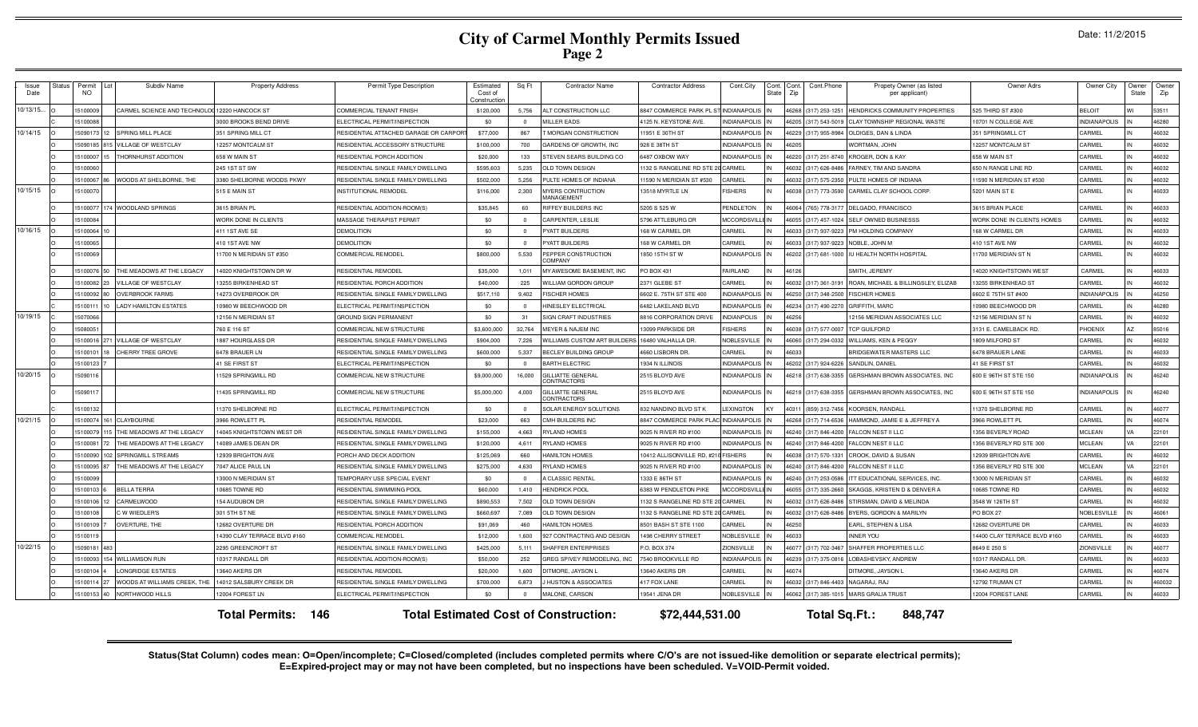# City of Carmel Monthly Permits Issued
## Page 2

Date: 11/2/2015

| Issue Date | Status | Permit NO | Lot | Subdiv Name | Property Address | Permit Type Description | Estimated Cost of Construction | Sq Ft | Contractor Name | Contractor Address | Cont.City | Cont. State | Cont. Zip | Cont.Phone | Propety Owner (as listed per applicant) | Owner Adrs | Owner City | Owner State | Owner Zip |
|---|---|---|---|---|---|---|---|---|---|---|---|---|---|---|---|---|---|---|---|
| 10/13/15... | O | 15100009 | | CARMEL SCIENCE AND TECHNOLOG | 12220 HANCOCK ST | COMMERCIAL TENANT FINISH | $120,000 | 5,756 | ALT CONSTRUCTION LLC | 8847 COMMERCE PARK PL STE | INDIANAPOLIS | IN | 46268 | (317) 253-1251 | HENDRICKS COMMUNITY PROPERTIES | 525 THIRD ST #300 | BELOIT | WI | 53511 |
| | C | 15100088 | | | 3000 BROOKS BEND DRIVE | ELECTRICAL PERMIT/INSPECTION | $0 | 0 | MILLER EADS | 4125 N. KEYSTONE AVE. | INDIANAPOLIS | IN | 46205 | (317) 543-5019 | CLAY TOWNSHIP REGIONAL WASTE | 10701 N COLLEGE AVE | INDIANAPOLIS | IN | 46280 |
| 10/14/15 | O | 15090173 | 12 | SPRING MILL PLACE | 351 SPRING MILL CT | RESIDENTIAL ATTACHED GARAGE OR CARPORT | $77,000 | 867 | T MORGAN CONSTRUCTION | 11951 E 30TH ST | INDIANAPOLIS | IN | 46229 | (317) 955-8984 | OLDIGES, DAN & LINDA | 351 SPRINGMILL CT | CARMEL | IN | 46032 |
| | O | 15090185 | 815 | VILLAGE OF WESTCLAY | 12257 MONTCALM ST | RESIDENTIAL ACCESSORY STRUCTURE | $100,000 | 700 | GARDENS OF GROWTH, INC | 928 E 38TH ST | INDIANAPOLIS | IN | 46205 | | WORTMAN, JOHN | 12257 MONTCALM ST | CARMEL | IN | 46032 |
| | O | 15100007 | 15 | THORNHURST ADDITION | 658 W MAIN ST | RESIDENTIAL PORCH ADDITION | $20,000 | 133 | STEVEN SEARS BUILDING CO | 6487 OXBOW WAY | INDIANAPOLIS | IN | 46220 | (317) 251-8740 | KROGER, DON & KAY | 658 W MAIN ST | CARMEL | IN | 46032 |
| | O | 15100060 | | | 245 1ST ST SW | RESIDENTIAL SINGLE FAMILY DWELLING | $595,603 | 5,235 | OLD TOWN DESIGN | 1132 S RANGELINE RD STE 200 | CARMEL | IN | 46032 | (317) 626-8486 | FARNEY, TIM AND SANDRA | 650 N RANGE LINE RD | CARMEL | IN | 46032 |
| | O | 15100067 | 86 | WOODS AT SHELBORNE, THE | 3380 SHELBORNE WOODS PKWY | RESIDENTIAL SINGLE FAMILY DWELLING | $502,000 | 5,256 | PULTE HOMES OF INDIANA | 11590 N MERIDIAN ST #530 | CARMEL | IN | 46032 | (317) 575-2350 | PULTE HOMES OF INDIANA | 11590 N MERIDIAN ST #530 | CARMEL | IN | 46032 |
| 10/15/15 | O | 15100070 | | | 515 E MAIN ST | INSTITUTIONAL REMODEL | $116,000 | 2,300 | MYERS CONTRUCTION MANAGEMENT | 13518 MYRTLE LN | FISHERS | IN | 46038 | (317) 773-3590 | CARMEL CLAY SCHOOL CORP. | 5201 MAIN ST E | CARMEL | IN | 46033 |
| | O | 15100077 | 174 | WOODLAND SPRINGS | 3615 BRIAN PL | RESIDENTIAL ADDITION-ROOM(S) | $35,845 | 60 | RIFFEY BUILDERS INC | 5205 S 525 W | PENDLETON | IN | 46064 | (765) 778-3177 | DELGADO, FRANCISCO | 3615 BRIAN PLACE | CARMEL | IN | 46033 |
| | O | 15100084 | | | WORK DONE IN CLIENTS | MASSAGE THERAPIST PERMIT | $0 | 0 | CARPENTER, LESLIE | 5796 ATTLEBURG DR | MCCORDSVILLE | IN | 46055 | (317) 457-1024 | SELF OWNED BUSINESSS | WORK DONE IN CLIENTS HOMES | CARMEL | IN | 46032 |
| 10/16/15 | O | 15100064 | 10 | | 411 1ST AVE SE | DEMOLITION | $0 | 0 | PYATT BUILDERS | 168 W CARMEL DR | CARMEL | IN | 46033 | (317) 937-9223 | PM HOLDING COMPANY | 168 W CARMEL DR | CARMEL | IN | 46033 |
| | O | 15100065 | | | 410 1ST AVE NW | DEMOLITION | $0 | 0 | PYATT BUILDERS | 168 W CARMEL DR | CARMEL | IN | 46033 | (317) 937-9223 | NOBLE, JOHN M | 410 1ST AVE NW | CARMEL | IN | 46032 |
| | O | 15100069 | | | 11700 N MERIDIAN ST #350 | COMMERCIAL REMODEL | $800,000 | 5,530 | PEPPER CONSTRUCTION COMPANY | 1850 15TH ST W | INDIANAPOLIS | IN | 46202 | (317) 681-1000 | IU HEALTH NORTH HOSPITAL | 11700 MERIDIAN ST N | CARMEL | IN | 46032 |
| | O | 15100076 | 50 | THE MEADOWS AT THE LEGACY | 14020 KNIGHTSTOWN DR W | RESIDENTIAL REMODEL | $35,000 | 1,011 | MY AWESOME BASEMENT, INC | PO BOX 431 | FAIRLAND | IN | 46126 | | SMITH, JEREMY | 14020 KNIGHTSTOWN WEST | CARMEL | IN | 46033 |
| | O | 15100082 | 23 | VILLAGE OF WESTCLAY | 13255 BIRKENHEAD ST | RESIDENTIAL PORCH ADDITION | $40,000 | 225 | WILLIAM GORDON GROUP | 2371 GLEBE ST | CARMEL | IN | 46032 | (317) 361-3191 | ROAN, MICHAEL & BILLINGSLEY, ELIZAB | 13255 BIRKENHEAD ST | CARMEL | IN | 46032 |
| | O | 15100092 | 80 | OVERBROOK FARMS | 14273 OVERBROOK DR | RESIDENTIAL SINGLE FAMILY DWELLING | $517,110 | 9,402 | FISCHER HOMES | 6602 E. 75TH ST STE 400 | INDIANAPOLIS | IN | 46250 | (317) 348-2500 | FISCHER HOMES | 6602 E 75TH ST #400 | INDIANAPOLIS | IN | 46250 |
| | O | 15100111 | 10 | LADY HAMILTON ESTATES | 10980 W BEECHWOOD DR | ELECTRICAL PERMIT/INSPECTION | $0 | 0 | HINESLEY ELECTRICAL | 6482 LAKELAND BLVD | INDIANAPOLIS | IN | 46234 | (317) 490-2270 | GRIFFITH, MARC | 10980 BEECHWOOD DR | CARMEL | IN | 46280 |
| 10/19/15 | C | 15070066 | | | 12156 N MERIDIAN ST | GROUND SIGN PERMANENT | $0 | 31 | SIGN CRAFT INDUSTRIES | 8816 CORPORATION DRIVE | INDIANPOLIS | IN | 46256 | | 12156 MERIDIAN ASSOCIATES LLC | 12156 MERIDIAN ST N | CARMEL | IN | 46032 |
| | O | 15080051 | | | 760 E 116 ST | COMMERCIAL NEW STRUCTURE | $3,600,000 | 32,764 | MEYER & NAJEM INC | 13099 PARKSIDE DR | FISHERS | IN | 46038 | (317) 577-0007 | TCP GUILFORD | 3131 E. CAMELBACK RD. | PHOENIX | AZ | 85016 |
| | O | 15100016 | 271 | VILLAGE OF WESTCLAY | 1887 HOURGLASS DR | RESIDENTIAL SINGLE FAMILY DWELLING | $904,000 | 7,226 | WILLIAMS CUSTOM ART BUILDERS | 16480 VALHALLA DR. | NOBLESVILLE | IN | 46060 | (317) 294-0332 | WILLIAMS, KEN & PEGGY | 1809 MILFORD ST | CARMEL | IN | 46032 |
| | O | 15100101 | 18 | CHERRY TREE GROVE | 6478 BRAUER LN | RESIDENTIAL SINGLE FAMILY DWELLING | $600,000 | 5,337 | BECLEY BUILDING GROUP | 4660 LISBORN DR. | CARMEL | IN | 46033 | | BRIDGEWATER MASTERS LLC | 6478 BRAUER LANE | CARMEL | IN | 46033 |
| | O | 15100123 | 7 | | 41 SE FIRST ST | ELECTRICAL PERMIT/INSPECTION | $0 | 0 | BARTH ELECTRIC | 1934 N ILLINOIS | INDIANAPOLIS | IN | 46202 | (317) 924-6226 | SANDLIN, DANIEL | 41 SE FIRST ST | CARMEL | IN | 46032 |
| 10/20/15 | O | 15090116 | | | 11529 SPRINGMILL RD | COMMERCIAL NEW STRUCTURE | $9,000,000 | 16,000 | GILLIATTE GENERAL CONTRACTORS | 2515 BLOYD AVE | INDIANAPOLIS | IN | 46218 | (317) 638-3355 | GERSHMAN BROWN ASSOCIATES, INC | 600 E 96TH ST STE 150 | INDIANAPOLIS | IN | 46240 |
| | O | 15090117 | | | 11435 SPRINGMILL RD | COMMERCIAL NEW STRUCTURE | $5,000,000 | 4,000 | GILLIATTE GENERAL CONTRACTORS | 2515 BLOYD AVE | INDIANAPOLIS | IN | 46218 | (317) 638-3355 | GERSHMAN BROWN ASSOCIATES, INC | 600 E 96TH ST STE 150 | INDIANAPOLIS | IN | 46240 |
| | C | 15100132 | | | 11370 SHELBORNE RD | ELECTRICAL PERMIT/INSPECTION | $0 | 0 | SOLAR ENERGY SOLUTIONS | 832 NANDINO BLVD ST K | LEXINGTON | KY | 40511 | (859) 312-7456 | KOORSEN, RANDALL | 11370 SHELBORNE RD | CARMEL | IN | 46077 |
| 10/21/15 | O | 15100074 | 161 | CLAYBOURNE | 3966 ROWLETT PL | RESIDENTIAL REMODEL | $23,000 | 663 | CMH BUILDERS INC | 8847 COMMERCE PARK PLACE | INDIANAPOLIS | IN | 46268 | (317) 714-6536 | HAMMOND, JAMIE E & JEFFREY A | 3966 ROWLETT PL | CARMEL | IN | 46074 |
| | O | 15100079 | 115 | THE MEADOWS AT THE LEGACY | 14045 KNIGHTSTOWN WEST DR | RESIDENTIAL SINGLE FAMILY DWELLING | $155,000 | 4,663 | RYLAND HOMES | 9025 N RIVER RD #100 | INDIANAPOLIS | IN | 46240 | (317) 846-4200 | FALCON NEST II LLC | 1356 BEVERLY ROAD | MCLEAN | VA | 22101 |
| | O | 15100081 | 72 | THE MEADOWS AT THE LEGACY | 14089 JAMES DEAN DR | RESIDENTIAL SINGLE FAMILY DWELLING | $120,000 | 4,611 | RYLAND HOMES | 9025 N RIVER RD #100 | INDIANAPOLIS | IN | 46240 | (317) 846-4200 | FALCON NEST II LLC | 1356 BEVERLY RD STE 300 | MCLEAN | VA | 22101 |
| | O | 15100090 | 102 | SPRINGMILL STREAMS | 12939 BRIGHTON AVE | PORCH AND DECK ADDITION | $125,069 | 660 | HAMILTON HOMES | 10412 ALLISONVILLE RD, #210 | FISHERS | IN | 46038 | (317) 570-1331 | CROOK, DAVID & SUSAN | 12939 BRIGHTON AVE | CARMEL | IN | 46032 |
| | O | 15100095 | 87 | THE MEADOWS AT THE LEGACY | 7047 ALICE PAUL LN | RESIDENTIAL SINGLE FAMILY DWELLING | $275,000 | 4,630 | RYLAND HOMES | 9025 N RIVER RD #100 | INDIANAPOLIS | IN | 46240 | (317) 846-4200 | FALCON NEST II LLC | 1356 BEVERLY RD STE 300 | MCLEAN | VA | 22101 |
| | O | 15100099 | | | 13000 N MERIDIAN ST | TEMPORARY USE SPECIAL EVENT | $0 | 0 | A CLASSIC RENTAL | 1333 E 86TH ST | INDIANAPOLIS | IN | 46240 | (317) 253-0586 | ITT EDUCATIONAL SERVICES, INC. | 13000 N MERIDIAN ST | CARMEL | IN | 46032 |
| | O | 15100103 | 6 | BELLA TERRA | 10685 TOWNE RD | RESIDENTIAL SWIMMING POOL | $60,000 | 1,410 | HENDRICK POOL | 6383 W PENDLETON PIKE | MCCORDSVILLE | IN | 46055 | (317) 335-2660 | SKAGGS, KRISTEN D & DENVER A | 10685 TOWNE RD | CARMEL | IN | 46032 |
| | O | 15100106 | 12 | CARMELWOOD | 154 AUDUBON DR | RESIDENTIAL SINGLE FAMILY DWELLING | $890,553 | 7,502 | OLD TOWN DESIGN | 1132 S RANGELINE RD STE 200 | CARMEL | IN | 46032 | (317) 626-8486 | STIRSMAN, DAVID & MELINDA | 3548 W 126TH ST | CARMEL | IN | 46032 |
| | O | 15100108 | | C W WIEDLER'S | 301 5TH ST NE | RESIDENTIAL SINGLE FAMILY DWELLING | $660,697 | 7,089 | OLD TOWN DESIGN | 1132 S RANGELINE RD STE 200 | CARMEL | IN | 46032 | (317) 626-8486 | BYERS, GORDON & MARILYN | PO BOX 27 | NOBLESVILLE | IN | 46061 |
| | O | 15100109 | 7 | OVERTURE, THE | 12682 OVERTURE DR | RESIDENTIAL PORCH ADDITION | $91,069 | 460 | HAMILTON HOMES | 8501 BASH ST STE 1100 | CARMEL | IN | 46250 | | EARL, STEPHEN & LISA | 12682 OVERTURE DR | CARMEL | IN | 46033 |
| | O | 15100119 | | | 14390 CLAY TERRACE BLVD #160 | COMMERCIAL REMODEL | $12,000 | 1,600 | 927 CONTRACTING AND DESIGN | 1498 CHERRY STREET | NOBLESVILLE | IN | 46033 | | INNER YOU | 14400 CLAY TERRACE BLVD #160 | CARMEL | IN | 46033 |
| 10/22/15 | O | 15090181 | 483 | | 2295 GREENCROFT ST | RESIDENTIAL SINGLE FAMILY DWELLING | $425,000 | 5,111 | SHAFFER ENTERPRISES | P.O. BOX 374 | ZIONSVILLE | IN | 46077 | (317) 702-3467 | SHAFFER PROPERTIES LLC | 8649 E 250 S | ZIONSVILLE | IN | 46077 |
| | O | 15100093 | 154 | WILLIAMSON RUN | 10317 RANDALL DR | RESIDENTIAL ADDITION-ROOM(S) | $50,000 | 252 | GREG SPIVEY REMODELING, INC | 7540 BROOKVILLE RD | INDIANAPOLIS | IN | 46239 | (317) 375-0816 | LOBASHEVSKY, ANDREW | 10317 RANDALL DR. | CARMEL | IN | 46033 |
| | O | 15100104 | 4 | LONGRIDGE ESTATES | 13640 AKERS DR | RESIDENTIAL REMODEL | $20,000 | 1,600 | DITMORE, JAYSON L | 13640 AKERS DR | CARMEL | IN | 46074 | | DITMORE, JAYSON L | 13640 AKERS DR | CARMEL | IN | 46074 |
| | O | 15100114 | 27 | WOODS AT WILLIAMS CREEK, THE | 14012 SALSBURY CREEK DR | RESIDENTIAL SINGLE FAMILY DWELLING | $700,000 | 6,873 | J HUSTON & ASSOCIATES | 417 FOX LANE | CARMEL | IN | 46032 | (317) 846-4403 | NAGARAJ, RAJ | 12792 TRUMAN CT | CARMEL | IN | 460032 |
| | O | 15100153 | 40 | NORTHWOOD HILLS | 12004 FOREST LN | ELECTRICAL PERMIT/INSPECTION | $0 | 0 | MALONE, CARSON | 19541 JENA DR | NOBLESVILLE | IN | 46062 | (317) 385-1015 | MARS GRALIA TRUST | 12004 FOREST LANE | CARMEL | IN | 46033 |

**Total Permits: 146** **Total Estimated Cost of Construction: $72,444,531.00** **Total Sq.Ft.: 848,747**

**Status(Stat Column) codes mean: O=Open/incomplete; C=Closed/completed (includes completed permits where C/O's are not issued-like demolition or separate electrical permits); E=Expired-project may or may not have been completed, but no inspections have been scheduled. V=VOID-Permit voided.**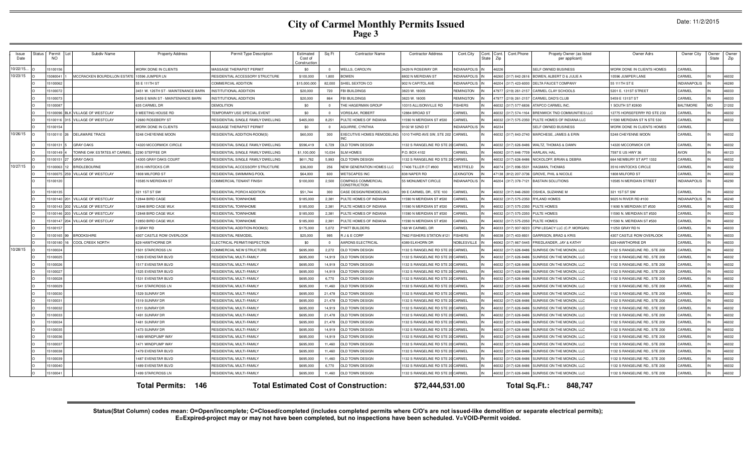# City of Carmel Monthly Permits Issued

## Page 3

Date: 11/2/2015

| Issue Date | Status | Permit NO | Lot | Subdiv Name | Property Address | Permit Type Description | Estimated Cost of Construction | Sq Ft | Contractor Name | Contractor Address | Cont.City | Cont. State | Cont. Zip | Cont.Phone | Propety Owner (as listed per applicant) | Owner Adrs | Owner City | Owner State | Owner Zip |
|---|---|---|---|---|---|---|---|---|---|---|---|---|---|---|---|---|---|---|---|
| 10/22/15... | O | 15100156 | | | WORK DONE IN CLIENTS | MASSAGE THERAPIST PERMIT | $0 | 0 | WELLS, CAROLYN | 3429 N ROSEWAY DR | INDIANAPOLIS | IN | 46226 | | SELF OWNED BUSINESS | WORK DONE IN CLIENTS HOMES | CARMEL | | |
| 10/23/15 | O | 15080041 | 1 | MCCRACKEN BOURDILLON ESTATE | 10596 JUMPER LN | RESIDENTIAL ACCESSORY STRUCTURE | $100,000 | 1,800 | BOWEN | 8802 N MERIDIAN ST | INDIANAPOLIS | IN | 46260 | (317) 842-2616 | BOWEN, ALBERT D & JULIE A | 10596 JUMPER LANE | CARMEL | IN | 46032 |
| | O | 15100062 | | | 55 E 111TH ST | COMMERCIAL ADDITION | $15,000,000 | 82,000 | SHIEL SEXTON CO | 902 N CAPITOL AVE | INDIANAPOLIS | IN | 46204 | (317) 423-6000 | DELTA FAUCET COMPANY | 55 111TH ST E | INDIANAPOLIS | IN | 46280 |
| | O | 15100072 | | | 3451 W. 126TH ST - MAINTENANCE BARN | INSTITUTIONAL ADDITION | $20,000 | 720 | FBI BUILDINGS | 3823 W. 1800S | REMINGTON | IN | 47977 | (219) 261-2157 | CARMEL CLAY SCHOOLS | 5201 E. 131ST STREET | CARMEL | IN | 46033 |
| | O | 15100073 | | | 5459 E MAIN ST - MAINTENANCE BARN | INSTITUTIONAL ADDITION | $20,000 | 864 | FBI BUILDINGS | 3823 W. 1800S | REMINGTON | IN | 47977 | (219) 261-2157 | CARMEL DAD'S CLUB | 5459 E 131ST ST | CARMEL | IN | 46033 |
| | O | 15100087 | | | 635 CARMEL DR | DEMOLITION | $0 | 0 | THE HAGERMAN GROUP | 10315 ALLISONVILLE RD | FISHERS | IN | 46032 | (317) 577-6836 | ATAPCO CARMEL INC. | 1 SOUTH ST #2800 | BALTIMORE | MD | 21202 |
| | O | 15100096 | BLK | VILLAGE OF WESTCLAY | 0 MEETING HOUSE RD | TEMPORARY USE SPECIAL EVENT | $0 | 0 | VORSILAK, ROBERT | 12884 BROAD ST | CARMEL | IN | 46032 | (317) 574-1164 | BRENWICK TND COMMUNITIES LLC | 12775 HORSEFERRY RD STE 230 | CARMEL | IN | 46032 |
| | O | 15100116 | 315 | VILLAGE OF WESTCLAY | 12680 ROSEBERY ST | RESIDENTIAL SINGLE FAMILY DWELLING | $465,000 | 8,251 | PULTE HOMES OF INDIANA | 11590 N MERIDIAN ST #530 | CARMEL | IN | 46032 | (317) 575-2350 | PULTE HOMES OF INDIANA LLC | 11590 MERIDIAN ST N STE 530 | CARMEL | IN | 46032 |
| | O | 15100154 | | | WORK DONE IN CLIENTS | MASSAGE THERAPIST PERMIT | $0 | 0 | AGUIRRE, CYNTHIA | 9102 W 52ND ST | INDIANAPOLIS | IN | 46234 | | SELF OWNED BUSINESS | WORK DONE IN CLIENTS HOMES | CARMEL | | |
| 10/26/15 | O | 15100110 | 26 | DELAWARE TRACE | 5248 CHEYENNE MOON | RESIDENTIAL ADDITION-ROOM(S) | $60,000 | 300 | EXECUTIVE HOMES REMODELING INC | 1010 THIRD AVE SW, STE 202 | CARMEL | IN | 46032 | (317) 843-2740 | MARCHESE, JAMES & ERIN | 5248 CHEYENNE MOON | CARMEL | IN | 46032 |
| | O | 15100131 | 5 | GRAY OAKS | 14320 MCCORMICK CIRCLE | RESIDENTIAL SINGLE FAMILY DWELLING | $596,419 | 6,729 | OLD TOWN DESIGN | 1132 S RANGELINE RD STE 200 | CARMEL | IN | 46032 | (317) 626-8486 | WALTZ, THOMAS & DAWN | 14320 MCCORMICK CIR | CARMEL | IN | 46032 |
| | O | 15100149 | 4 | TOWNE OAK ESTATES AT CARMEL | 2290 STEFFEE DR | RESIDENTIAL SINGLE FAMILY DWELLING | $1,100,000 | 10,034 | SLM HOMES | P.O. BOX 4102 | CARMEL | IN | 46082 | (317) 846-7709 | HARLAN, HAL | 7597 E US HWY 36 | AVON | IN | 46123 |
| | O | 15100151 | 27 | GRAY OAKS | 14305 GRAY OAKS COURT | RESIDENTIAL SINGLE FAMILY DWELLING | $611,762 | 5,993 | OLD TOWN DESIGN | 1132 S RANGELINE RD STE 200 | CARMEL | IN | 46032 | (317) 626-8486 | NICKOLOFF, BRIAN & DEBRA | 664 NEWBURY ST APT 1332 | CARMEL | IN | 46032 |
| 10/27/15 | O | 15100063 | 12 | BRIDLEBOURNE | 3516 HINTOCKS CIR | RESIDENTIAL ACCESSORY STRUCTURE | $36,000 | 256 | NEW GENERATION HOMES LLC | 17406 TILLER CT #800 | WESTFIELD | IN | 46074 | (317) 896-5501 | HAGMAN, THOMAS | 3516 HINTOCKS CIRCLE | CARMEL | IN | 46032 |
| | O | 15100075 | 259 | VILLAGE OF WESTCLAY | 1808 MILFORD ST | RESIDENTIAL SWIMMING POOL | $64,000 | 600 | WETSCAPES INC | 838 NAPER RD | LEXINGTON | IN | 47138 | (812) 207-3736 | GROVE, PHIL & NICOLE | 1808 MILFORD ST | CARMEL | IN | 46032 |
| | O | 15100120 | | | 10585 N MERIDIAN ST | COMMERCIAL TENANT FINISH | $100,000 | 2,500 | COMPASS COMMERCIAL CONSTRUCTION | 55 MONUMENT CIRCLE | INDIANAPOLIS | IN | 46204 | (317) 378-7121 | BASTAIN SOLUTIONS | 10585 N MERIDAIN STREET | INDIANAPOLIS | IN | 46290 |
| | O | 15100135 | | | 321 1ST ST SW | RESIDENTIAL PORCH ADDITION | $51,744 | 300 | CASE DESIGN/REMODELING | 99 E CARMEL DR., STE 100 | CARMEL | IN | 46032 | (317) 846-2600 | OSHEA, SUZANNE M | 321 1ST ST SW | CARMEL | IN | 46032 |
| | O | 15100140 | 201 | VILLAGE OF WESTCLAY | 12844 BIRD CAGE | RESIDENTIAL TOWNHOME | $185,000 | 2,381 | PULTE HOMES OF INDIANA | 11590 N MERIDIAN ST #530 | CARMEL | IN | 46032 | (317) 575-2350 | RYLAND HOMES | 9025 N RIVER RD #100 | INDIANAPOLIS | IN | 46240 |
| | O | 15100143 | 202 | VILLAGE OF WESTCLAY | 12846 BIRD CAGE WLK | RESIDENTIAL TOWNHOME | $185,000 | 2,381 | PULTE HOMES OF INDIANA | 11590 N MERIDIAN ST #530 | CARMEL | IN | 46032 | (317) 575-2350 | PULTE HOMES | 11690 N MERIDIAN ST #530 | CARMEL | IN | 46032 |
| | O | 15100146 | 203 | VILLAGE OF WESTCLAY | 12848 BIRD CAGE WLK | RESIDENTIAL TOWNHOME | $185,000 | 2,381 | PULTE HOMES OF INDIANA | 11590 N MERIDIAN ST #530 | CARMEL | IN | 46032 | (317) 575-2350 | PULTE HOMES | 11590 N. MERIDIAN ST #530 | CARMEL | IN | 46032 |
| | O | 15100147 | 204 | VILLAGE OF WESTCLAY | 12850 BIRD CAGE WLK | RESIDENTIAL TOWNHOME | $185,000 | 2,381 | PULTE HOMES OF INDIANA | 11590 N MERIDIAN ST #530 | CARMEL | IN | 46032 | (317) 575-2350 | PULTE HOMES | 11590 N. MERIDIAN ST #530 | CARMEL | IN | 46032 |
| | O | 15100157 | | | 0 GRAY RD | RESIDENTIAL ADDITION-ROOM(S) | $175,000 | 5,072 | PYATT BUILDERS | 168 W CARMEL DR | CARMEL | IN | 46033 | (317) 937-9223 | CPM LEGACY LLC (C.P. MORGAN) | 11250 GRAY RD N | CARMEL | IN | 46033 |
| | O | 15100165 | 99 | BROOKSHIRE | 4307 CASTLE ROW OVERLOOK | RESIDENTIAL REMODEL | $25,000 | 995 | R J & E CORP | 7462 FISHERS STATION #121 | FISHERS | IN | 46038 | (317) 403-8931 | GARRISON, BRAD & KRIS | 4307 CASTLE ROW OVERLOOK | CARMEL | IN | 46033 |
| | O | 15100180 | 16 | COOL CREEK NORTH | 629 HAWTHORNE DR | ELECTRICAL PERMIT/INSPECTION | $0 | 0 | AARONS ELECTRICAL | 4389 ELKHORN DR | NOBLESVILLE | IN | 46062 | (317) 867-5445 | FRIEDLANDER, JAY & KATHY | 629 HAWTHORNE DR | CARMEL | IN | 46033 |
| 10/28/15 | O | 15100024 | | | 1501 STARCROSS LN | COMMERCIAL NEW STRUCTURE | $695,000 | 2,272 | OLD TOWN DESIGN | 1132 S RANGELINE RD STE 200 | CARMEL | IN | 46032 | (317) 626-8486 | SUNRISE ON THE MONON, LLC | 1132 S RANGELINE RD., STE 200 | CARMEL | IN | 46032 |
| | O | 15100025 | | | 1509 EVENSTAR BLVD | RESIDENTIAL MULTI-FAMILY | $695,000 | 14,919 | OLD TOWN DESIGN | 1132 S RANGELINE RD STE 200 | CARMEL | IN | 46032 | (317) 626-8486 | SUNRISE ON THE MONON, LLC | 1132 S RANGELINE RD., STE 200 | CARMEL | IN | 46032 |
| | O | 15100026 | | | 1517 EVENSTAR BLVD | RESIDENTIAL MULTI-FAMILY | $695,000 | 14,919 | OLD TOWN DESIGN | 1132 S RANGELINE RD STE 200 | CARMEL | IN | 46032 | (317) 626-8486 | SUNRISE ON THE MONON, LLC | 1132 S RANGELINE RD., STE 200 | CARMEL | IN | 46032 |
| | O | 15100027 | | | 1525 EVENSTAR BLVD | RESIDENTIAL MULTI-FAMILY | $695,000 | 14,919 | OLD TOWN DESIGN | 1132 S RANGELINE RD STE 200 | CARMEL | IN | 46032 | (317) 626-8486 | SUNRISE ON THE MONON, LLC | 1132 S RANGELINE RD., STE 200 | CARMEL | IN | 46032 |
| | O | 15100028 | | | 1531 EVENSTAR BLVD | RESIDENTIAL MULTI-FAMILY | $695,000 | 6,770 | OLD TOWN DESIGN | 1132 S RANGELINE RD STE 200 | CARMEL | IN | 46032 | (317) 626-8486 | SUNRISE ON THE MONON, LLC | 1132 S RANGELINE RD., STE 200 | CARMEL | IN | 46032 |
| | O | 15100029 | | | 1541 STARCROSS LN | RESIDENTIAL MULTI-FAMILY | $695,000 | 11,460 | OLD TOWN DESIGN | 1132 S RANGELINE RD STE 200 | CARMEL | IN | 46032 | (317) 626-8486 | SUNRISE ON THE MONON, LLC | 1132 S RANGELINE RD., STE 200 | CARMEL | IN | 46032 |
| | O | 15100030 | | | 1529 SUNRAY DR | RESIDENTIAL MULTI-FAMILY | $695,000 | 21,478 | OLD TOWN DESIGN | 1132 S RANGELINE RD STE 200 | CARMEL | IN | 46032 | (317) 626-8486 | SUNRISE ON THE MONON, LLC | 1132 S RANGELINE RD., STE 200 | CARMEL | IN | 46032 |
| | O | 15100031 | | | 1519 SUNRAY DR | RESIDENTIAL MULTI-FAMILY | $695,000 | 21,478 | OLD TOWN DESIGN | 1132 S RANGELINE RD STE 200 | CARMEL | IN | 46032 | (317) 626-8486 | SUNRISE ON THE MONON, LLC | 1132 S RANGELINE RD., STE 200 | CARMEL | IN | 46032 |
| | O | 15100032 | | | 1511 SUNRAY DR | RESIDENTIAL MULTI-FAMILY | $695,000 | 14,919 | OLD TOWN DESIGN | 1132 S RANGELINE RD STE 200 | CARMEL | IN | 46032 | (317) 626-8486 | SUNRISE ON THE MONON, LLC | 1132 S RANGELINE RD., STE 200 | CARMEL | IN | 46032 |
| | O | 15100033 | | | 1491 SUNRAY DR | RESIDENTIAL MULTI-FAMILY | $695,000 | 21,478 | OLD TOWN DESIGN | 1132 S RANGELINE RD STE 200 | CARMEL | IN | 46032 | (317) 626-8486 | SUNRISE ON THE MONON, LLC | 1132 S RANGELINE RD., STE 200 | CARMEL | IN | 46032 |
| | O | 15100034 | | | 1481 SUNRAY DR | RESIDENTIAL MULTI-FAMILY | $695,000 | 21,478 | OLD TOWN DESIGN | 1132 S RANGELINE RD STE 200 | CARMEL | IN | 46032 | (317) 626-8486 | SUNRISE ON THE MONON, LLC | 1132 S RANGELINE RD., STE 200 | CARMEL | IN | 46032 |
| | O | 15100035 | | | 1473 SUNRAY DR | RESIDENTIAL MULTI-FAMILY | $695,000 | 14,919 | OLD TOWN DESIGN | 1132 S RANGELINE RD STE 200 | CARMEL | IN | 46032 | (317) 626-8486 | SUNRISE ON THE MONON, LLC | 1132 S RANGELINE RD., STE 200 | CARMEL | IN | 46032 |
| | O | 15100036 | | | 1469 WINDPUMP WAY | RESIDENTIAL MULTI-FAMILY | $695,000 | 14,919 | OLD TOWN DESIGN | 1132 S RANGELINE RD STE 200 | CARMEL | IN | 46032 | (317) 626-8486 | SUNRISE ON THE MONON, LLC | 1132 S RANGELINE RD., STE 200 | CARMEL | IN | 46032 |
| | O | 15100037 | | | 1471 WINDPUMP WAY | RESIDENTIAL MULTI-FAMILY | $695,000 | 11,460 | OLD TOWN DESIGN | 1132 S RANGELINE RD STE 200 | CARMEL | IN | 46032 | (317) 626-8486 | SUNRISE ON THE MONON, LLC | 1132 S RANGELINE RD., STE 200 | CARMEL | IN | 46032 |
| | O | 15100038 | | | 1479 EVENSTAR BLVD | RESIDENTIAL MULTI-FAMILY | $695,000 | 11,460 | OLD TOWN DESIGN | 1132 S RANGELINE RD STE 200 | CARMEL | IN | 46032 | (317) 626-8486 | SUNRISE ON THE MONON, LLC | 1132 S RANGELINE RD., STE 200 | CARMEL | IN | 46032 |
| | O | 15100039 | | | 1487 EVENSTAR BLVD | RESIDENTIAL MULTI-FAMILY | $695,000 | 11,460 | OLD TOWN DESIGN | 1132 S RANGELINE RD STE 200 | CARMEL | IN | 46032 | (317) 626-8486 | SUNRISE ON THE MONON, LLC | 1132 S RANGELINE RD., STE 200 | CARMEL | IN | 46032 |
| | O | 15100040 | | | 1489 EVENSTAR BLVD | RESIDENTIAL MULTI-FAMILY | $695,000 | 6,770 | OLD TOWN DESIGN | 1132 S RANGELINE RD STE 200 | CARMEL | IN | 46032 | (317) 626-8486 | SUNRISE ON THE MONON, LLC | 1132 S RANGELINE RD., STE 200 | CARMEL | IN | 46032 |
| | O | 15100041 | | | 1499 STARCROSS LN | RESIDENTIAL MULTI-FAMILY | $695,000 | 11,460 | OLD TOWN DESIGN | 1132 S RANGELINE RD STE 200 | CARMEL | IN | 46032 | (317) 626-8486 | SUNRISE ON THE MONON, LLC | 1132 S RANGELINE RD., STE 200 | CARMEL | IN | 46032 |

**Total Permits: 146** **Total Estimated Cost of Construction: $72,444,531.00** **Total Sq.Ft.: 848,747**

**Status(Stat Column) codes mean: O=Open/incomplete; C=Closed/completed (includes completed permits where C/O's are not issued-like demolition or separate electrical permits); E=Expired-project may or may not have been completed, but no inspections have been scheduled. V=VOID-Permit voided.**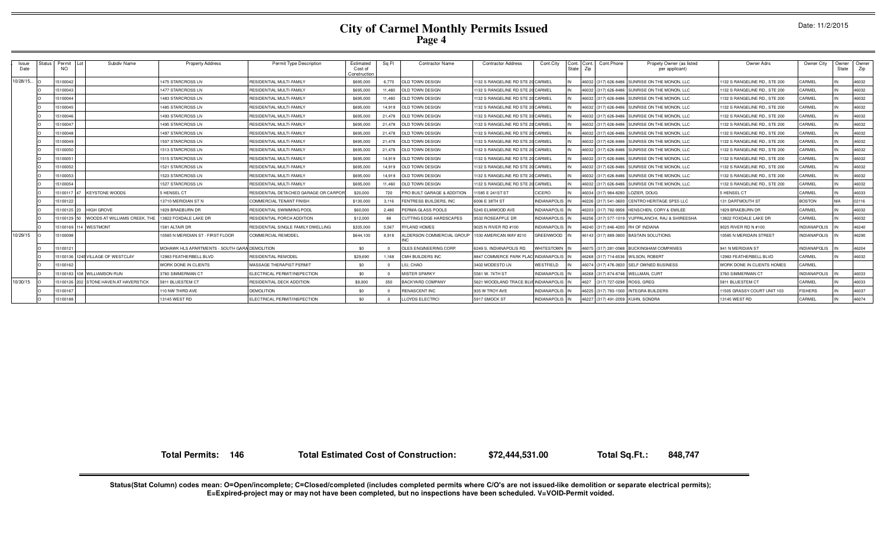# City of Carmel Monthly Permits Issued

Date: 11/2/2015

| Issue Date | Status | Permit NO | Lot | Subdiv Name | Property Address | Permit Type Description | Estimated Cost of Construction | Sq Ft | Contractor Name | Contractor Address | Cont.City | Cont. State | Cont. Zip | Cont.Phone | Propety Owner (as listed per applicant) | Owner Adrs | Owner City | Owner State | Owner Zip |
|---|---|---|---|---|---|---|---|---|---|---|---|---|---|---|---|---|---|---|---|
| 10/28/15... | O | 15100042 | | | 1475 STARCROSS LN | RESIDENTIAL MULTI-FAMILY | $695,000 | 6,770 | OLD TOWN DESIGN | 1132 S RANGELINE RD STE 20 | CARMEL | IN | 46032 | (317) 626-8486 | SUNRISE ON THE MONON, LLC | 1132 S RANGELINE RD., STE 200 | CARMEL | IN | 46032 |
| | O | 15100043 | | | 1477 STARCROSS LN | RESIDENTIAL MULTI-FAMILY | $695,000 | 11,460 | OLD TOWN DESIGN | 1132 S RANGELINE RD STE 20 | CARMEL | IN | 46032 | (317) 626-8486 | SUNRISE ON THE MONON, LLC | 1132 S RANGELINE RD., STE 200 | CARMEL | IN | 46032 |
| | O | 15100044 | | | 1483 STARCROSS LN | RESIDENTIAL MULTI-FAMILY | $695,000 | 11,460 | OLD TOWN DESIGN | 1132 S RANGELINE RD STE 20 | CARMEL | IN | 46032 | (317) 626-8486 | SUNRISE ON THE MONON, LLC | 1132 S RANGELINE RD., STE 200 | CARMEL | IN | 46032 |
| | O | 15100045 | | | 1485 STARCROSS LN | RESIDENTIAL MULTI-FAMILY | $695,000 | 14,919 | OLD TOWN DESIGN | 1132 S RANGELINE RD STE 20 | CARMEL | IN | 46032 | (317) 626-8486 | SUNRISE ON THE MONON, LLC | 1132 S RANGELINE RD., STE 200 | CARMEL | IN | 46032 |
| | O | 15100046 | | | 1493 STARCROSS LN | RESIDENTIAL MULTI-FAMILY | $695,000 | 21,478 | OLD TOWN DESIGN | 1132 S RANGELINE RD STE 20 | CARMEL | IN | 46032 | (317) 626-8486 | SUNRISE ON THE MONON, LLC | 1132 S RANGELINE RD., STE 200 | CARMEL | IN | 46032 |
| | O | 15100047 | | | 1495 STARCROSS LN | RESIDENTIAL MULTI-FAMILY | $695,000 | 21,478 | OLD TOWN DESIGN | 1132 S RANGELINE RD STE 20 | CARMEL | IN | 46032 | (317) 626-8486 | SUNRISE ON THE MONON, LLC | 1132 S RANGELINE RD., STE 200 | CARMEL | IN | 46032 |
| | O | 15100048 | | | 1497 STARCROSS LN | RESIDENTIAL MULTI-FAMILY | $695,000 | 21,478 | OLD TOWN DESIGN | 1132 S RANGELINE RD STE 20 | CARMEL | IN | 46032 | (317) 626-8486 | SUNRISE ON THE MONON, LLC | 1132 S RANGELINE RD., STE 200 | CARMEL | IN | 46032 |
| | O | 15100049 | | | 1507 STARCROSS LN | RESIDENTIAL MULTI-FAMILY | $695,000 | 21,478 | OLD TOWN DESIGN | 1132 S RANGELINE RD STE 20 | CARMEL | IN | 46032 | (317) 626-8486 | SUNRISE ON THE MONON, LLC | 1132 S RANGELINE RD., STE 200 | CARMEL | IN | 46032 |
| | O | 15100050 | | | 1513 STARCROSS LN | RESIDENTIAL MULTI-FAMILY | $695,000 | 21,478 | OLD TOWN DESIGN | 1132 S RANGELINE RD STE 20 | CARMEL | IN | 46032 | (317) 626-8486 | SUNRISE ON THE MONON, LLC | 1132 S RANGELINE RD., STE 200 | CARMEL | IN | 46032 |
| | O | 15100051 | | | 1515 STARCROSS LN | RESIDENTIAL MULTI-FAMILY | $695,000 | 14,919 | OLD TOWN DESIGN | 1132 S RANGELINE RD STE 20 | CARMEL | IN | 46032 | (317) 626-8486 | SUNRISE ON THE MONON, LLC | 1132 S RANGELINE RD., STE 200 | CARMEL | IN | 46032 |
| | O | 15100052 | | | 1521 STARCROSS LN | RESIDENTIAL MULTI-FAMILY | $695,000 | 14,919 | OLD TOWN DESIGN | 1132 S RANGELINE RD STE 20 | CARMEL | IN | 46032 | (317) 626-8486 | SUNRISE ON THE MONON, LLC | 1132 S RANGELINE RD., STE 200 | CARMEL | IN | 46032 |
| | O | 15100053 | | | 1523 STARCROSS LN | RESIDENTIAL MULTI-FAMILY | $695,000 | 14,919 | OLD TOWN DESIGN | 1132 S RANGELINE RD STE 20 | CARMEL | IN | 46032 | (317) 626-8486 | SUNRISE ON THE MONON, LLC | 1132 S RANGELINE RD., STE 200 | CARMEL | IN | 46032 |
| | O | 15100054 | | | 1527 STARCROSS LN | RESIDENTIAL MULTI-FAMILY | $695,000 | 11,460 | OLD TOWN DESIGN | 1132 S RANGELINE RD STE 20 | CARMEL | IN | 46032 | (317) 626-8486 | SUNRISE ON THE MONON, LLC | 1132 S RANGELINE RD., STE 200 | CARMEL | IN | 46032 |
| | O | 15100117 | 47 | KEYSTONE WOODS | 5 HENSEL CT | RESIDENTIAL DETACHED GARAGE OR CARPOR | $20,000 | 720 | PRO BUILT GARAGE & ADDITION | 11585 E 241ST ST | CICERO | IN | 46034 | (317) 984-8280 | LOZIER, DOUG | 5 HENSEL CT | CARMEL | IN | 46033 |
| | O | 15100122 | | | 13710 MERIDIAN ST N | COMMERCIAL TENANT FINISH | $130,000 | 3,116 | FENTRESS BUILDERS, INC | 6006 E 38TH ST | INDIANAPOLIS | IN | 46226 | (317) 541-3600 | CENTRO HERITAGE SPE5 LLC | 131 DARTMOUTH ST | BOSTON | MA | 02116 |
| | O | 15100125 | 23 | HIGH GROVE | 1829 BRAEBURN DR | RESIDENTIAL SWIMMING POOL | $60,000 | 2,480 | PERMA-GLASS POOLS | 5245 ELMWOOD AVE | INDIANAPOLIS | IN | 46203 | (317) 782-9956 | HENSCHEN, CORY & EMILEE | 1829 BRAEBURN DR | CARMEL | IN | 46032 |
| | O | 15100129 | 50 | WOODS AT WILLIAMS CREEK, THE | 13822 FOXDALE LAKE DR | RESIDENTIAL PORCH ADDITION | $12,000 | 88 | CUTTING EDGE HARDSCAPES | 9532 ROSEAPPLE DR | INDIANAPOLIS | IN | 46256 | (317) 577-1019 | VUPPALANCHI, RAJ & SHIREESHA | 13822 FOXDALE LAKE DR | CARMEL | IN | 46032 |
| | O | 15100169 | 114 | WESTMONT | 1581 ALTAIR DR | RESIDENTIAL SINGLE FAMILY DWELLING | $335,000 | 5,567 | RYLAND HOMES | 9025 N RIVER RD #100 | INDIANAPOLIS | IN | 46240 | (317) 846-4200 | RH OF INDIANA | 9025 RIVER RD N #100 | INDIANAPOLIS | IN | 46240 |
| 10/29/15 | O | 15100098 | | | 10585 N MERIDIAN ST - FIRST FLOOR | COMMERCIAL REMODEL | $644,100 | 8,918 | ALDERSON COMMERCIAL GROUP INC | 1530 AMERICAN WAY #210 | GREENWOOD | IN | 46143 | (317) 889-3800 | BASTAIN SOLUTIONS | 10585 N MERIDAIN STREET | INDIANAPOLIS | IN | 46290 |
| | O | 15100121 | | | MOHAWK HLS APARTMENTS - SOUTH GARA | DEMOLITION | $0 | 0 | OLES ENGINEERING CORP. | 6249 S. INDIANAPOLIS RD. | WHITESTOWN | IN | 46075 | (317) 281-0568 | BUCKINGHAM COMPANIES | 941 N MERIDIAN ST | INDIANAPOLIS | IN | 46204 |
| | O | 15100136 | 1245 | VILLAGE OF WESTCLAY | 12983 FEATHERBELL BLVD | RESIDENTIAL REMODEL | $29,690 | 1,168 | CMH BUILDERS INC | 8847 COMMERCE PARK PLAC | INDIANAPOLIS | IN | 46268 | (317) 714-6536 | WILSON, ROBERT | 12983 FEATHERBELL BLVD | CARMEL | IN | 46032 |
| | O | 15100162 | | | WORK DONE IN CLIENTS | MASSAGE THERAPIST PERMIT | $0 | 0 | LIU, CHAO | 3402 MODESTO LN | WESTFIELD | IN | 46074 | (317) 476-3820 | SELF OWNED BUSINESS | WORK DONE IN CLIENTS HOMES | CARMEL | | |
| | O | 15100183 | 108 | WILLIAMSON RUN | 3760 SIMMERMAN CT | ELECTRICAL PERMIT/INSPECTION | $0 | 0 | MISTER SPARKY | 5561 W. 74TH ST | INDIANAPOLIS | IN | 46268 | (317) 874-8748 | WELLMAN, CURT | 3760 SIMMERMAN CT | INDIANAPOLIS | IN | 46033 |
| 10/30/15 | O | 15100126 | 202 | STONE HAVEN AT HAVERSTICK | 5811 BLUESTEM CT | RESIDENTIAL DECK ADDITION | $9,000 | 350 | BACKYARD COMPANY | 5621 WOODLAND TRACE BLVD | INDIANAPOLIS | IN | 4627 | (317) 727-0298 | ROSS, GREG | 5811 BLUESTEM CT | CARMEL | IN | 46033 |
| | O | 15100167 | | | 110 NW THIRD AVE | DEMOLITION | $0 | 0 | RENASCENT INC | 935 W TROY AVE | INDIANAPOLIS | IN | 46225 | (317) 783-1500 | INTEGRA BUILDERS | 11505 GRASSY COURT UNIT 103 | FISHERS | IN | 46037 |
| | O | 15100188 | | | 13145 WEST RD | ELECTRICAL PERMIT/INSPECTION | $0 | 0 | LLOYDS ELECTRCI | 5917 SMOCK ST | INDIANAPOLIS | IN | 46227 | (317) 491-2059 | KUHN, SONDRA | 13145 WEST RD | CARMEL | IN | 46074 |

**Total Permits: 146** **Total Estimated Cost of Construction: $72,444,531.00** **Total Sq.Ft.: 848,747**

**Status(Stat Column) codes mean: O=Open/incomplete; C=Closed/completed (includes completed permits where C/O's are not issued-like demolition or separate electrical permits); E=Expired-project may or may not have been completed, but no inspections have been scheduled. V=VOID-Permit voided.**